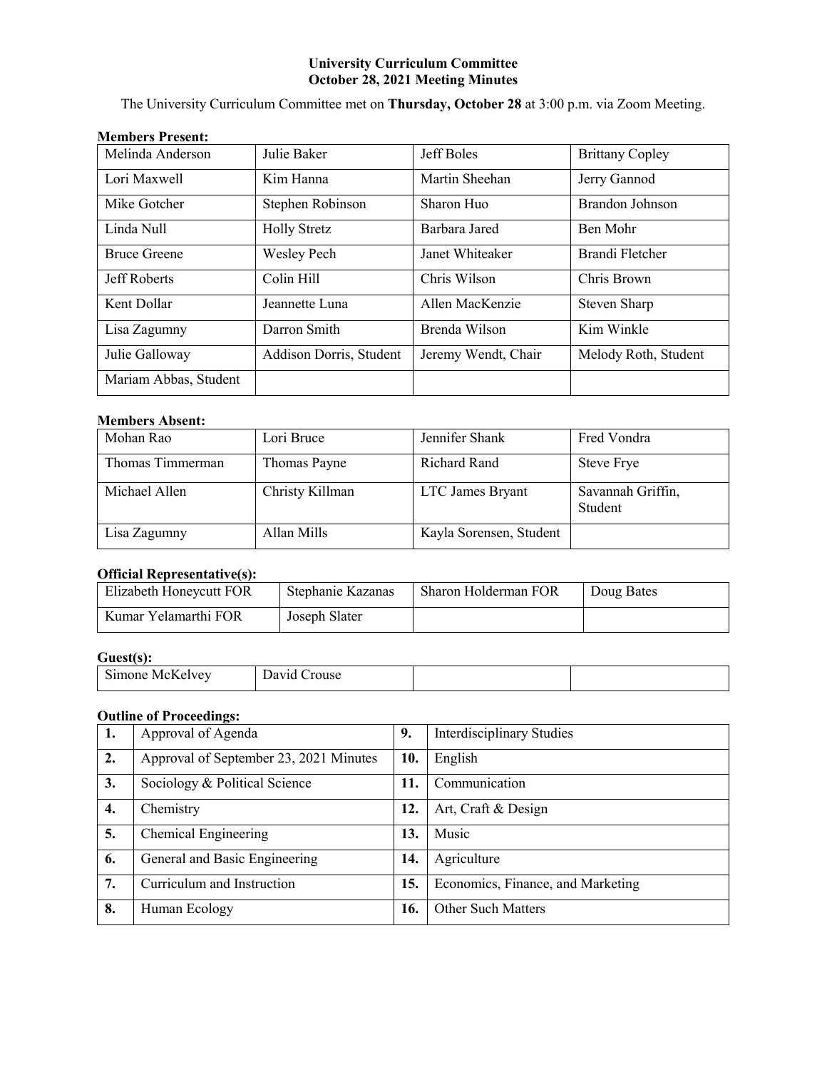**University Curriculum Committee**
**October 28, 2021 Meeting Minutes**

The University Curriculum Committee met on **Thursday, October 28** at 3:00 p.m. via Zoom Meeting.

**Members Present:**

| | | | |
|---|---|---|---|
| Melinda Anderson | Julie Baker | Jeff Boles | Brittany Copley |
| Lori Maxwell | Kim Hanna | Martin Sheehan | Jerry Gannod |
| Mike Gotcher | Stephen Robinson | Sharon Huo | Brandon Johnson |
| Linda Null | Holly Stretz | Barbara Jared | Ben Mohr |
| Bruce Greene | Wesley Pech | Janet Whiteaker | Brandi Fletcher |
| Jeff Roberts | Colin Hill | Chris Wilson | Chris Brown |
| Kent Dollar | Jeannette Luna | Allen MacKenzie | Steven Sharp |
| Lisa Zagumny | Darron Smith | Brenda Wilson | Kim Winkle |
| Julie Galloway | Addison Dorris, Student | Jeremy Wendt, Chair | Melody Roth, Student |
| Mariam Abbas, Student | | | |

**Members Absent:**

| | | | |
|---|---|---|---|
| Mohan Rao | Lori Bruce | Jennifer Shank | Fred Vondra |
| Thomas Timmerman | Thomas Payne | Richard Rand | Steve Frye |
| Michael Allen | Christy Killman | LTC James Bryant | Savannah Griffin, Student |
| Lisa Zagumny | Allan Mills | Kayla Sorensen, Student | |

**Official Representative(s):**

| | | | |
|---|---|---|---|
| Elizabeth Honeycutt FOR | Stephanie Kazanas | Sharon Holderman FOR | Doug Bates |
| Kumar Yelamarthi FOR | Joseph Slater | | |

**Guest(s):**

| | | | |
|---|---|---|---|
| Simone McKelvey | David Crouse | | |

**Outline of Proceedings:**

| | | | |
|---|---|---|---|
| **1.** | Approval of Agenda | **9.** | Interdisciplinary Studies |
| **2.** | Approval of September 23, 2021 Minutes | **10.** | English |
| **3.** | Sociology & Political Science | **11.** | Communication |
| **4.** | Chemistry | **12.** | Art, Craft & Design |
| **5.** | Chemical Engineering | **13.** | Music |
| **6.** | General and Basic Engineering | **14.** | Agriculture |
| **7.** | Curriculum and Instruction | **15.** | Economics, Finance, and Marketing |
| **8.** | Human Ecology | **16.** | Other Such Matters |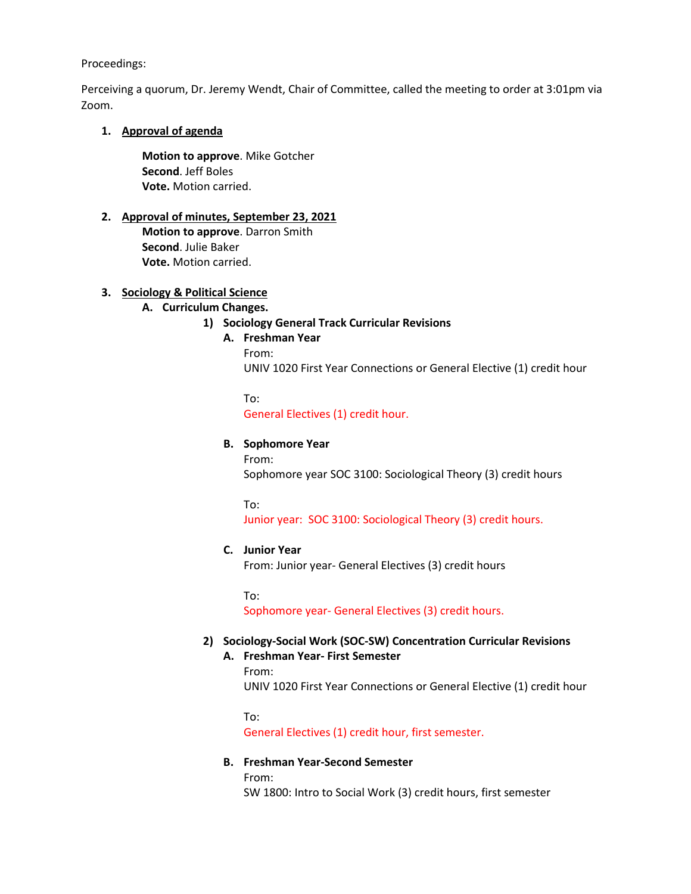Proceedings:

Perceiving a quorum, Dr. Jeremy Wendt, Chair of Committee, called the meeting to order at 3:01pm via Zoom.

1. **Approval of agenda**

    **Motion to approve**. Mike Gotcher
    **Second**. Jeff Boles
    **Vote.** Motion carried.

2. **Approval of minutes, September 23, 2021**

    **Motion to approve**. Darron Smith
    **Second**. Julie Baker
    **Vote.** Motion carried.

3. **Sociology & Political Science**

    A. **Curriculum Changes.**

    1) **Sociology General Track Curricular Revisions**

        A. **Freshman Year**

        From:
        UNIV 1020 First Year Connections or General Elective (1) credit hour

        To:
        General Electives (1) credit hour.

        B. **Sophomore Year**

        From:
        Sophomore year SOC 3100: Sociological Theory (3) credit hours

        To:
        Junior year: SOC 3100: Sociological Theory (3) credit hours.

        C. **Junior Year**

        From: Junior year- General Electives (3) credit hours

        To:
        Sophomore year- General Electives (3) credit hours.

    2) **Sociology-Social Work (SOC-SW) Concentration Curricular Revisions**

        A. **Freshman Year- First Semester**

        From:
        UNIV 1020 First Year Connections or General Elective (1) credit hour

        To:
        General Electives (1) credit hour, first semester.

        B. **Freshman Year-Second Semester**

        From:
        SW 1800: Intro to Social Work (3) credit hours, first semester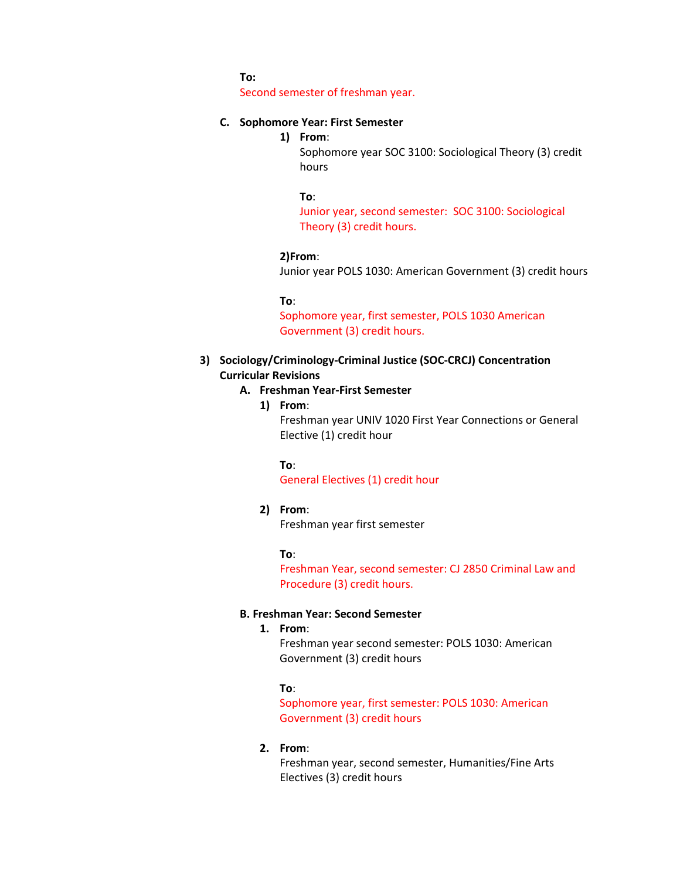**To:**
Second semester of freshman year.

**C. Sophomore Year: First Semester**

1) **From**:
Sophomore year SOC 3100: Sociological Theory (3) credit hours

**To**:
Junior year, second semester:  SOC 3100: Sociological Theory (3) credit hours.

2) **From**:
Junior year POLS 1030: American Government (3) credit hours

**To**:
Sophomore year, first semester, POLS 1030 American Government (3) credit hours.

**3) Sociology/Criminology-Criminal Justice (SOC-CRCJ) Concentration Curricular Revisions**

**A. Freshman Year-First Semester**

1) **From**:
Freshman year UNIV 1020 First Year Connections or General Elective (1) credit hour

**To**:
General Electives (1) credit hour

2) **From**:
Freshman year first semester

**To**:
Freshman Year, second semester: CJ 2850 Criminal Law and Procedure (3) credit hours.

**B. Freshman Year: Second Semester**

1. **From**:
Freshman year second semester: POLS 1030: American Government (3) credit hours

**To**:
Sophomore year, first semester: POLS 1030: American Government (3) credit hours

2. **From**:
Freshman year, second semester, Humanities/Fine Arts Electives (3) credit hours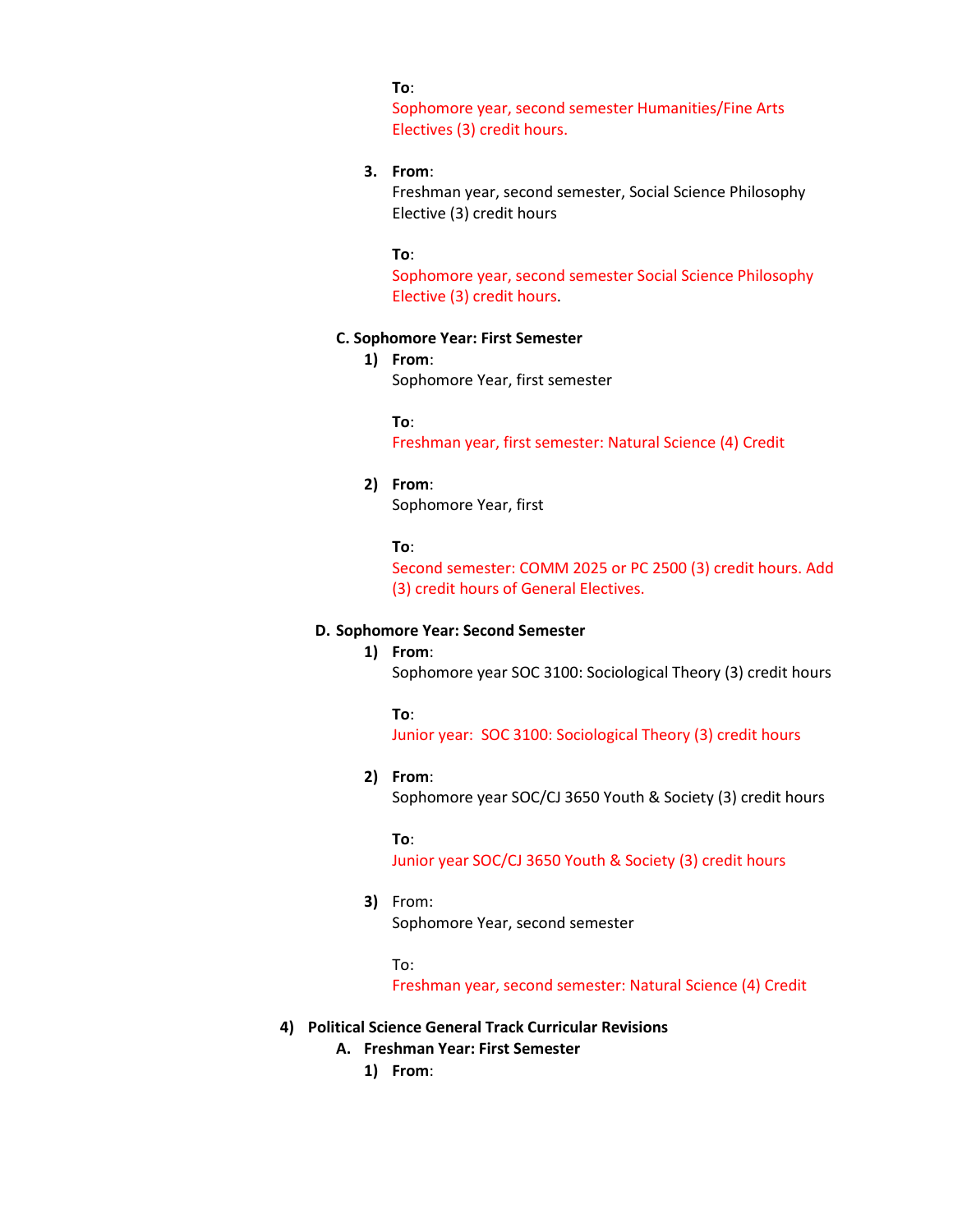**To**:
Sophomore year, second semester Humanities/Fine Arts Electives (3) credit hours.

3. **From**:
   Freshman year, second semester, Social Science Philosophy Elective (3) credit hours

   **To**:
   Sophomore year, second semester Social Science Philosophy Elective (3) credit hours.

**C. Sophomore Year: First Semester**

1) **From**:
   Sophomore Year, first semester

   **To**:
   Freshman year, first semester: Natural Science (4) Credit

2) **From**:
   Sophomore Year, first

   **To**:
   Second semester: COMM 2025 or PC 2500 (3) credit hours. Add (3) credit hours of General Electives.

**D. Sophomore Year: Second Semester**

1) **From**:
   Sophomore year SOC 3100: Sociological Theory (3) credit hours

   **To**:
   Junior year: SOC 3100: Sociological Theory (3) credit hours

2) **From**:
   Sophomore year SOC/CJ 3650 Youth & Society (3) credit hours

   **To**:
   Junior year SOC/CJ 3650 Youth & Society (3) credit hours

3) From:
   Sophomore Year, second semester

   To:
   Freshman year, second semester: Natural Science (4) Credit

**4) Political Science General Track Curricular Revisions**

**A. Freshman Year: First Semester**

1) **From**: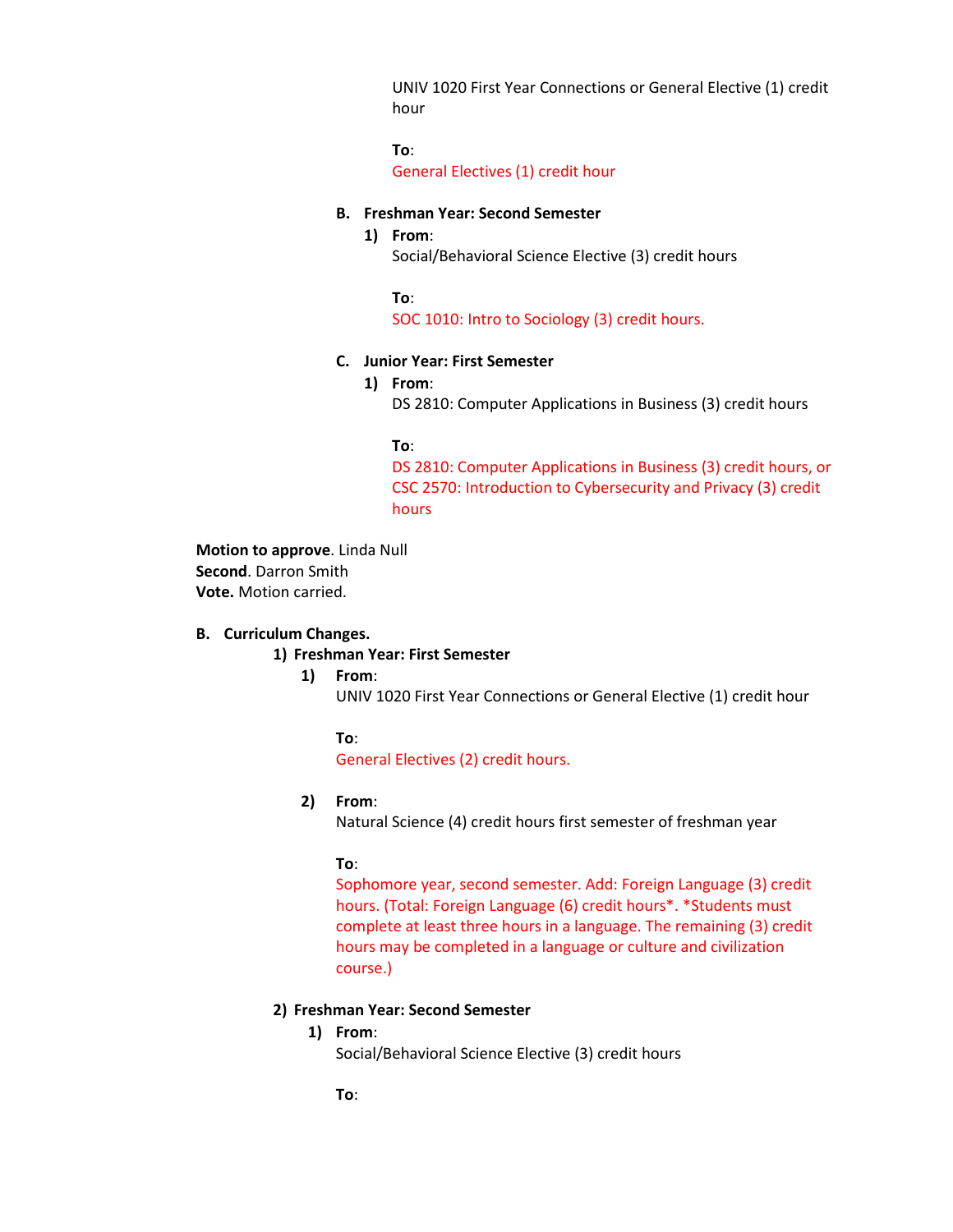UNIV 1020 First Year Connections or General Elective (1) credit hour

**To**:
General Electives (1) credit hour

**B. Freshman Year: Second Semester**

1) **From**:
Social/Behavioral Science Elective (3) credit hours

**To**:
SOC 1010: Intro to Sociology (3) credit hours.

**C. Junior Year: First Semester**

1) **From**:
DS 2810: Computer Applications in Business (3) credit hours

**To**:
DS 2810: Computer Applications in Business (3) credit hours, or CSC 2570: Introduction to Cybersecurity and Privacy (3) credit hours

**Motion to approve**. Linda Null
**Second**. Darron Smith
**Vote.** Motion carried.

**B. Curriculum Changes.**

**1) Freshman Year: First Semester**

1) **From**:
UNIV 1020 First Year Connections or General Elective (1) credit hour

**To**:
General Electives (2) credit hours.

2) **From**:
Natural Science (4) credit hours first semester of freshman year

**To**:
Sophomore year, second semester. Add: Foreign Language (3) credit hours. (Total: Foreign Language (6) credit hours*. *Students must complete at least three hours in a language. The remaining (3) credit hours may be completed in a language or culture and civilization course.)

**2) Freshman Year: Second Semester**

1) **From**:
Social/Behavioral Science Elective (3) credit hours

**To**: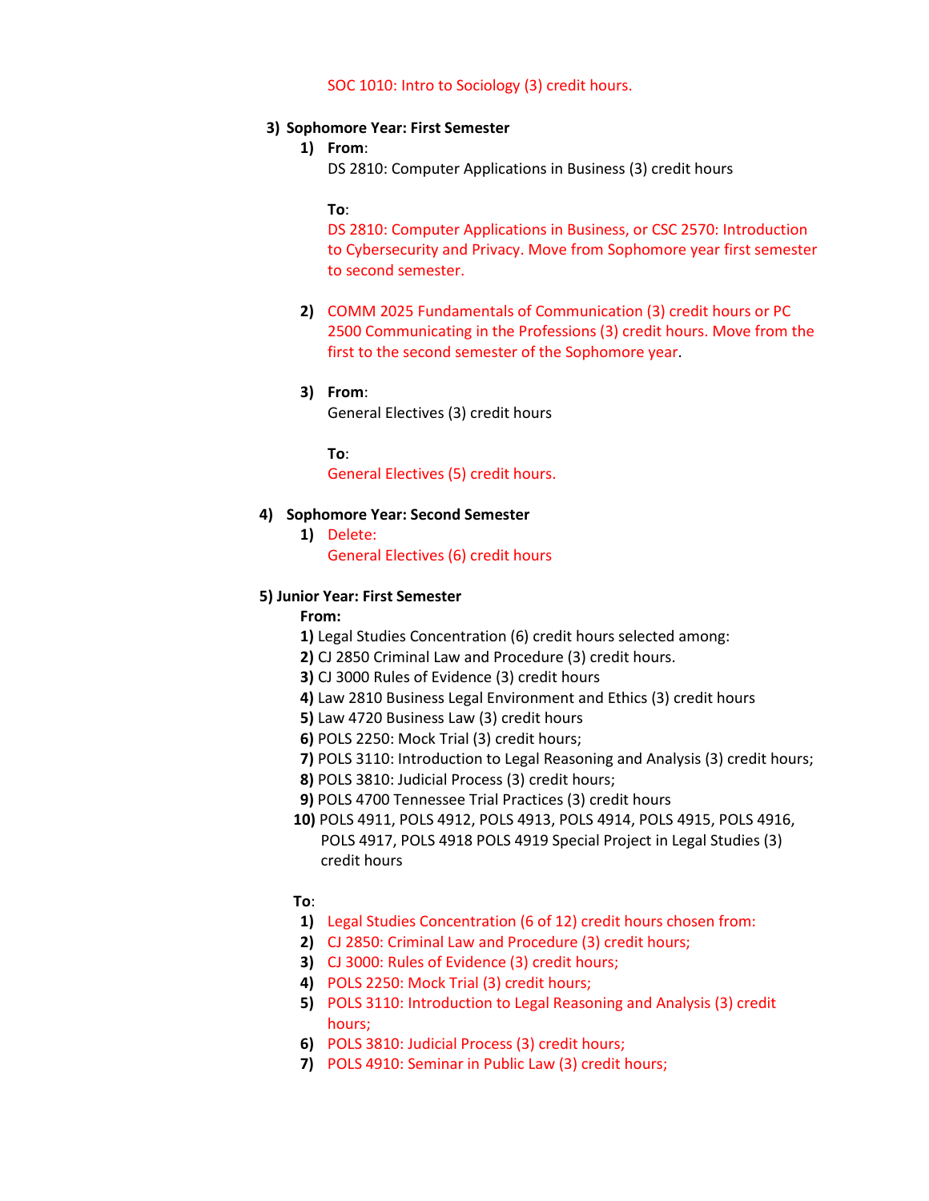SOC 1010: Intro to Sociology (3) credit hours.

3) **Sophomore Year: First Semester**

   1) **From**:
      DS 2810: Computer Applications in Business (3) credit hours

      **To**:
      DS 2810: Computer Applications in Business, or CSC 2570: Introduction to Cybersecurity and Privacy. Move from Sophomore year first semester to second semester.

   2) COMM 2025 Fundamentals of Communication (3) credit hours or PC 2500 Communicating in the Professions (3) credit hours. Move from the first to the second semester of the Sophomore year.

   3) **From**:
      General Electives (3) credit hours

      **To**:
      General Electives (5) credit hours.

4) **Sophomore Year: Second Semester**

   1) Delete:
      General Electives (6) credit hours

5) **Junior Year: First Semester**

   **From:**

   1) Legal Studies Concentration (6) credit hours selected among:
   2) CJ 2850 Criminal Law and Procedure (3) credit hours.
   3) CJ 3000 Rules of Evidence (3) credit hours
   4) Law 2810 Business Legal Environment and Ethics (3) credit hours
   5) Law 4720 Business Law (3) credit hours
   6) POLS 2250: Mock Trial (3) credit hours;
   7) POLS 3110: Introduction to Legal Reasoning and Analysis (3) credit hours;
   8) POLS 3810: Judicial Process (3) credit hours;
   9) POLS 4700 Tennessee Trial Practices (3) credit hours
   10) POLS 4911, POLS 4912, POLS 4913, POLS 4914, POLS 4915, POLS 4916, POLS 4917, POLS 4918 POLS 4919 Special Project in Legal Studies (3) credit hours

   **To**:

   1) Legal Studies Concentration (6 of 12) credit hours chosen from:
   2) CJ 2850: Criminal Law and Procedure (3) credit hours;
   3) CJ 3000: Rules of Evidence (3) credit hours;
   4) POLS 2250: Mock Trial (3) credit hours;
   5) POLS 3110: Introduction to Legal Reasoning and Analysis (3) credit hours;
   6) POLS 3810: Judicial Process (3) credit hours;
   7) POLS 4910: Seminar in Public Law (3) credit hours;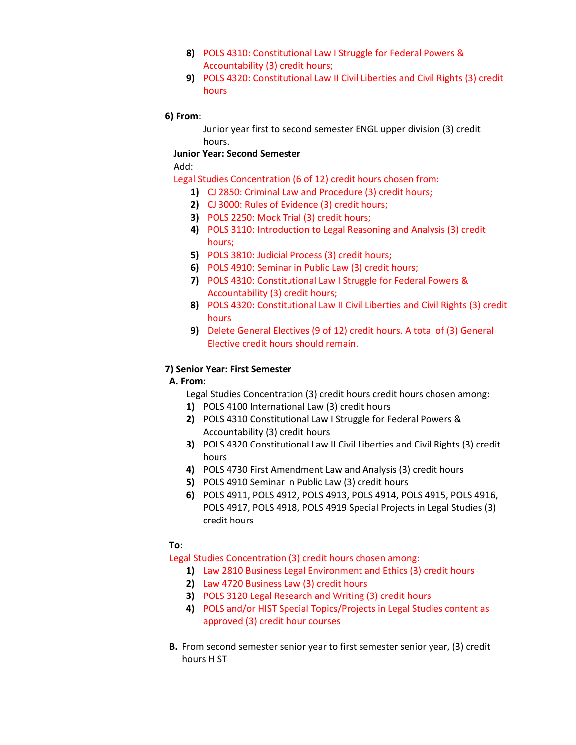8) POLS 4310: Constitutional Law I Struggle for Federal Powers & Accountability (3) credit hours;
9) POLS 4320: Constitutional Law II Civil Liberties and Civil Rights (3) credit hours

**6) From**:

Junior year first to second semester ENGL upper division (3) credit hours.

**Junior Year: Second Semester**

Add:

Legal Studies Concentration (6 of 12) credit hours chosen from:

1) CJ 2850: Criminal Law and Procedure (3) credit hours;
2) CJ 3000: Rules of Evidence (3) credit hours;
3) POLS 2250: Mock Trial (3) credit hours;
4) POLS 3110: Introduction to Legal Reasoning and Analysis (3) credit hours;
5) POLS 3810: Judicial Process (3) credit hours;
6) POLS 4910: Seminar in Public Law (3) credit hours;
7) POLS 4310: Constitutional Law I Struggle for Federal Powers & Accountability (3) credit hours;
8) POLS 4320: Constitutional Law II Civil Liberties and Civil Rights (3) credit hours
9) Delete General Electives (9 of 12) credit hours. A total of (3) General Elective credit hours should remain.

**7) Senior Year: First Semester**

**A. From**:

Legal Studies Concentration (3) credit hours credit hours chosen among:

1) POLS 4100 International Law (3) credit hours
2) POLS 4310 Constitutional Law I Struggle for Federal Powers & Accountability (3) credit hours
3) POLS 4320 Constitutional Law II Civil Liberties and Civil Rights (3) credit hours
4) POLS 4730 First Amendment Law and Analysis (3) credit hours
5) POLS 4910 Seminar in Public Law (3) credit hours
6) POLS 4911, POLS 4912, POLS 4913, POLS 4914, POLS 4915, POLS 4916, POLS 4917, POLS 4918, POLS 4919 Special Projects in Legal Studies (3) credit hours

**To**:

Legal Studies Concentration (3) credit hours chosen among:

1) Law 2810 Business Legal Environment and Ethics (3) credit hours
2) Law 4720 Business Law (3) credit hours
3) POLS 3120 Legal Research and Writing (3) credit hours
4) POLS and/or HIST Special Topics/Projects in Legal Studies content as approved (3) credit hour courses

**B.** From second semester senior year to first semester senior year, (3) credit hours HIST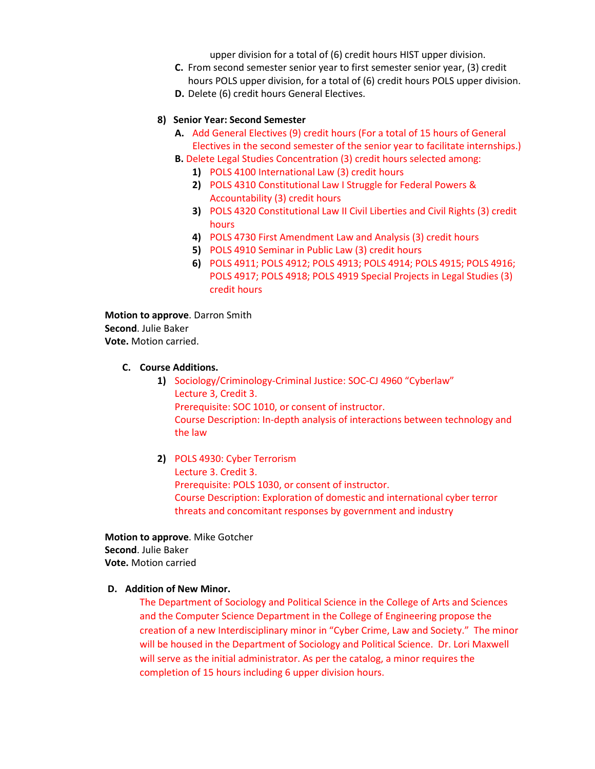upper division for a total of (6) credit hours HIST upper division.

C. From second semester senior year to first semester senior year, (3) credit hours POLS upper division, for a total of (6) credit hours POLS upper division.

D. Delete (6) credit hours General Electives.

**8) Senior Year: Second Semester**

A. Add General Electives (9) credit hours (For a total of 15 hours of General Electives in the second semester of the senior year to facilitate internships.)

B. Delete Legal Studies Concentration (3) credit hours selected among:

1) POLS 4100 International Law (3) credit hours
2) POLS 4310 Constitutional Law I Struggle for Federal Powers & Accountability (3) credit hours
3) POLS 4320 Constitutional Law II Civil Liberties and Civil Rights (3) credit hours
4) POLS 4730 First Amendment Law and Analysis (3) credit hours
5) POLS 4910 Seminar in Public Law (3) credit hours
6) POLS 4911; POLS 4912; POLS 4913; POLS 4914; POLS 4915; POLS 4916; POLS 4917; POLS 4918; POLS 4919 Special Projects in Legal Studies (3) credit hours

**Motion to approve**. Darron Smith
**Second**. Julie Baker
**Vote.** Motion carried.

**C. Course Additions.**

1) Sociology/Criminology-Criminal Justice: SOC-CJ 4960 "Cyberlaw"
Lecture 3, Credit 3.
Prerequisite: SOC 1010, or consent of instructor.
Course Description: In-depth analysis of interactions between technology and the law

2) POLS 4930: Cyber Terrorism
Lecture 3. Credit 3.
Prerequisite: POLS 1030, or consent of instructor.
Course Description: Exploration of domestic and international cyber terror threats and concomitant responses by government and industry

**Motion to approve**. Mike Gotcher
**Second**. Julie Baker
**Vote.** Motion carried

**D. Addition of New Minor.**

The Department of Sociology and Political Science in the College of Arts and Sciences and the Computer Science Department in the College of Engineering propose the creation of a new Interdisciplinary minor in "Cyber Crime, Law and Society." The minor will be housed in the Department of Sociology and Political Science. Dr. Lori Maxwell will serve as the initial administrator. As per the catalog, a minor requires the completion of 15 hours including 6 upper division hours.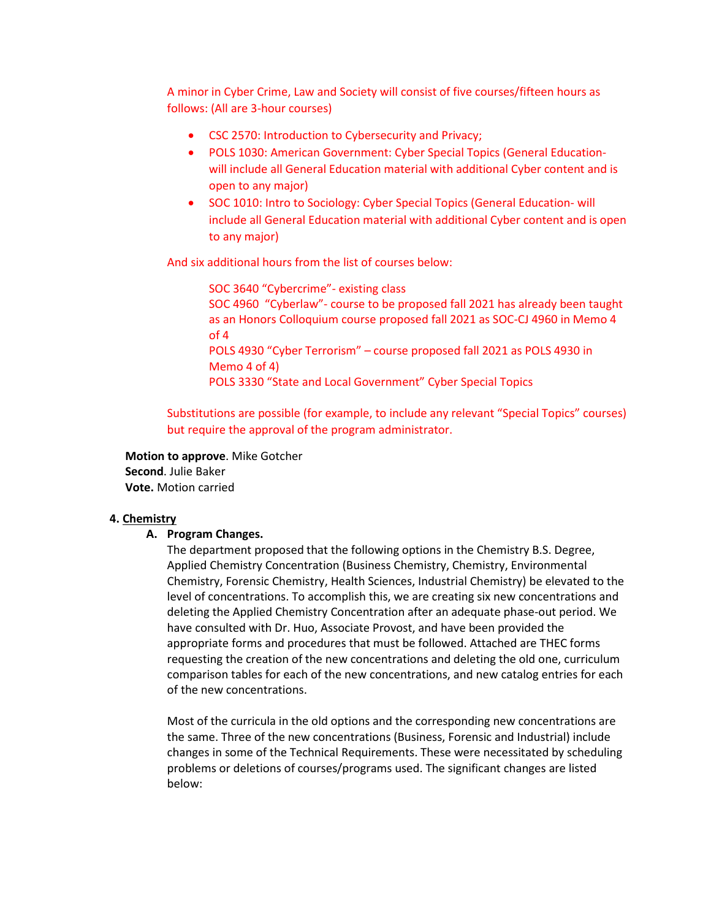A minor in Cyber Crime, Law and Society will consist of five courses/fifteen hours as follows: (All are 3-hour courses)

- CSC 2570: Introduction to Cybersecurity and Privacy;
- POLS 1030: American Government: Cyber Special Topics (General Education- will include all General Education material with additional Cyber content and is open to any major)
- SOC 1010: Intro to Sociology: Cyber Special Topics (General Education- will include all General Education material with additional Cyber content and is open to any major)

And six additional hours from the list of courses below:

SOC 3640 “Cybercrime”- existing class
SOC 4960 “Cyberlaw”- course to be proposed fall 2021 has already been taught as an Honors Colloquium course proposed fall 2021 as SOC-CJ 4960 in Memo 4 of 4
POLS 4930 “Cyber Terrorism” – course proposed fall 2021 as POLS 4930 in Memo 4 of 4)
POLS 3330 “State and Local Government” Cyber Special Topics

Substitutions are possible (for example, to include any relevant “Special Topics” courses) but require the approval of the program administrator.

**Motion to approve**. Mike Gotcher
**Second**. Julie Baker
**Vote.** Motion carried

4. **Chemistry**

A. **Program Changes.**

The department proposed that the following options in the Chemistry B.S. Degree, Applied Chemistry Concentration (Business Chemistry, Chemistry, Environmental Chemistry, Forensic Chemistry, Health Sciences, Industrial Chemistry) be elevated to the level of concentrations. To accomplish this, we are creating six new concentrations and deleting the Applied Chemistry Concentration after an adequate phase-out period. We have consulted with Dr. Huo, Associate Provost, and have been provided the appropriate forms and procedures that must be followed. Attached are THEC forms requesting the creation of the new concentrations and deleting the old one, curriculum comparison tables for each of the new concentrations, and new catalog entries for each of the new concentrations.

Most of the curricula in the old options and the corresponding new concentrations are the same. Three of the new concentrations (Business, Forensic and Industrial) include changes in some of the Technical Requirements. These were necessitated by scheduling problems or deletions of courses/programs used. The significant changes are listed below: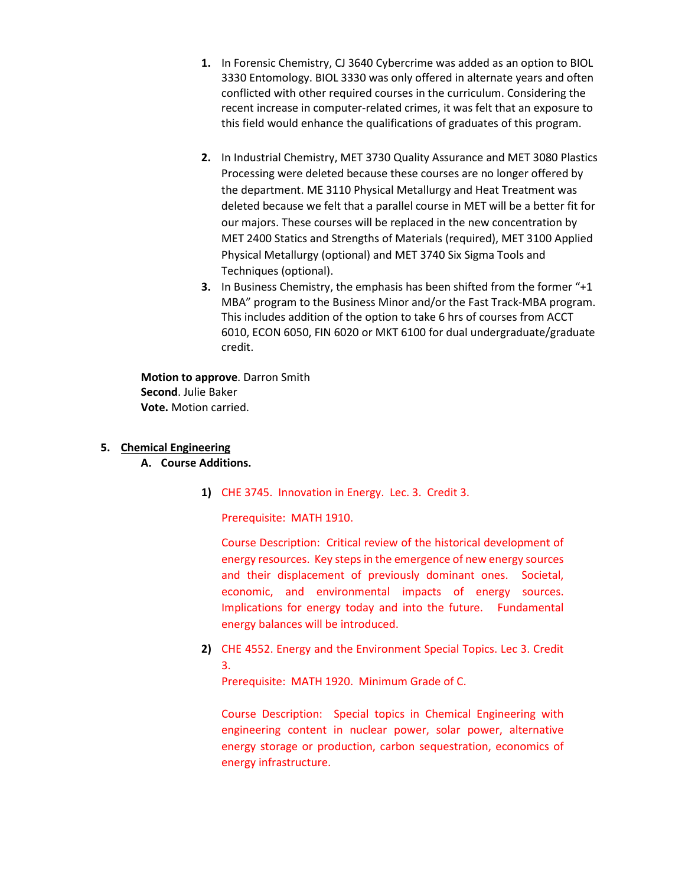1. In Forensic Chemistry, CJ 3640 Cybercrime was added as an option to BIOL 3330 Entomology. BIOL 3330 was only offered in alternate years and often conflicted with other required courses in the curriculum. Considering the recent increase in computer-related crimes, it was felt that an exposure to this field would enhance the qualifications of graduates of this program.

2. In Industrial Chemistry, MET 3730 Quality Assurance and MET 3080 Plastics Processing were deleted because these courses are no longer offered by the department. ME 3110 Physical Metallurgy and Heat Treatment was deleted because we felt that a parallel course in MET will be a better fit for our majors. These courses will be replaced in the new concentration by MET 2400 Statics and Strengths of Materials (required), MET 3100 Applied Physical Metallurgy (optional) and MET 3740 Six Sigma Tools and Techniques (optional).

3. In Business Chemistry, the emphasis has been shifted from the former "+1 MBA" program to the Business Minor and/or the Fast Track-MBA program. This includes addition of the option to take 6 hrs of courses from ACCT 6010, ECON 6050, FIN 6020 or MKT 6100 for dual undergraduate/graduate credit.

**Motion to approve**. Darron Smith
**Second**. Julie Baker
**Vote.** Motion carried.

5. **Chemical Engineering**

   A. **Course Additions.**

   1) CHE 3745. Innovation in Energy. Lec. 3. Credit 3.

      Prerequisite: MATH 1910.

      Course Description: Critical review of the historical development of energy resources. Key steps in the emergence of new energy sources and their displacement of previously dominant ones. Societal, economic, and environmental impacts of energy sources. Implications for energy today and into the future. Fundamental energy balances will be introduced.

   2) CHE 4552. Energy and the Environment Special Topics. Lec 3. Credit 3.
      Prerequisite: MATH 1920. Minimum Grade of C.

      Course Description: Special topics in Chemical Engineering with engineering content in nuclear power, solar power, alternative energy storage or production, carbon sequestration, economics of energy infrastructure.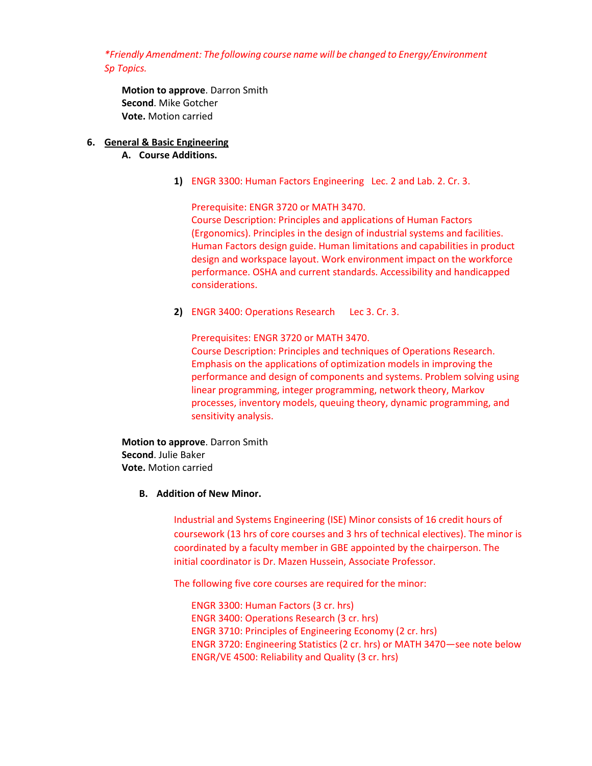*\*Friendly Amendment: The following course name will be changed to Energy/Environment Sp Topics.*

**Motion to approve**. Darron Smith
**Second**. Mike Gotcher
**Vote.** Motion carried

6. **General & Basic Engineering**

   **A. Course Additions.**

   1) ENGR 3300: Human Factors Engineering   Lec. 2 and Lab. 2. Cr. 3.

      Prerequisite: ENGR 3720 or MATH 3470.
      Course Description: Principles and applications of Human Factors (Ergonomics). Principles in the design of industrial systems and facilities. Human Factors design guide. Human limitations and capabilities in product design and workspace layout. Work environment impact on the workforce performance. OSHA and current standards. Accessibility and handicapped considerations.

   2) ENGR 3400: Operations Research    Lec 3. Cr. 3.

      Prerequisites: ENGR 3720 or MATH 3470.
      Course Description: Principles and techniques of Operations Research. Emphasis on the applications of optimization models in improving the performance and design of components and systems. Problem solving using linear programming, integer programming, network theory, Markov processes, inventory models, queuing theory, dynamic programming, and sensitivity analysis.

   **Motion to approve**. Darron Smith
   **Second**. Julie Baker
   **Vote.** Motion carried

   **B. Addition of New Minor.**

   Industrial and Systems Engineering (ISE) Minor consists of 16 credit hours of coursework (13 hrs of core courses and 3 hrs of technical electives). The minor is coordinated by a faculty member in GBE appointed by the chairperson. The initial coordinator is Dr. Mazen Hussein, Associate Professor.

   The following five core courses are required for the minor:

   ENGR 3300: Human Factors (3 cr. hrs)
   ENGR 3400: Operations Research (3 cr. hrs)
   ENGR 3710: Principles of Engineering Economy (2 cr. hrs)
   ENGR 3720: Engineering Statistics (2 cr. hrs) or MATH 3470—see note below
   ENGR/VE 4500: Reliability and Quality (3 cr. hrs)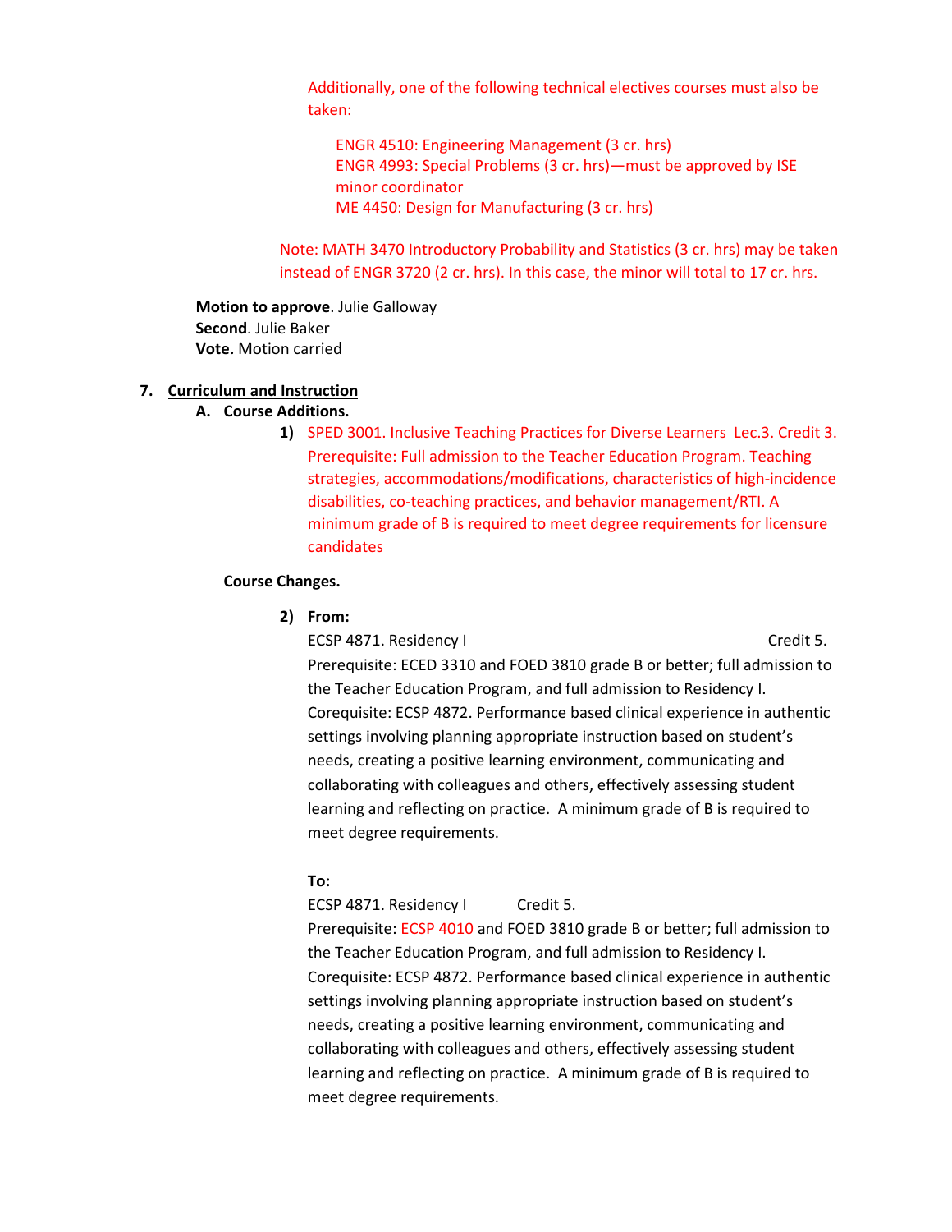Additionally, one of the following technical electives courses must also be taken:

ENGR 4510: Engineering Management (3 cr. hrs)
ENGR 4993: Special Problems (3 cr. hrs)—must be approved by ISE minor coordinator
ME 4450: Design for Manufacturing (3 cr. hrs)

Note: MATH 3470 Introductory Probability and Statistics (3 cr. hrs) may be taken instead of ENGR 3720 (2 cr. hrs). In this case, the minor will total to 17 cr. hrs.

**Motion to approve**. Julie Galloway
**Second**. Julie Baker
**Vote.** Motion carried

7. **Curriculum and Instruction**

   A. **Course Additions.**

      1) SPED 3001. Inclusive Teaching Practices for Diverse Learners Lec.3. Credit 3. Prerequisite: Full admission to the Teacher Education Program. Teaching strategies, accommodations/modifications, characteristics of high-incidence disabilities, co-teaching practices, and behavior management/RTI. A minimum grade of B is required to meet degree requirements for licensure candidates

   **Course Changes.**

      2) **From:**

         ECSP 4871. Residency I Credit 5.
         Prerequisite: ECED 3310 and FOED 3810 grade B or better; full admission to the Teacher Education Program, and full admission to Residency I. Corequisite: ECSP 4872. Performance based clinical experience in authentic settings involving planning appropriate instruction based on student's needs, creating a positive learning environment, communicating and collaborating with colleagues and others, effectively assessing student learning and reflecting on practice. A minimum grade of B is required to meet degree requirements.

         **To:**

         ECSP 4871. Residency I Credit 5.
         Prerequisite: ECSP 4010 and FOED 3810 grade B or better; full admission to the Teacher Education Program, and full admission to Residency I. Corequisite: ECSP 4872. Performance based clinical experience in authentic settings involving planning appropriate instruction based on student's needs, creating a positive learning environment, communicating and collaborating with colleagues and others, effectively assessing student learning and reflecting on practice. A minimum grade of B is required to meet degree requirements.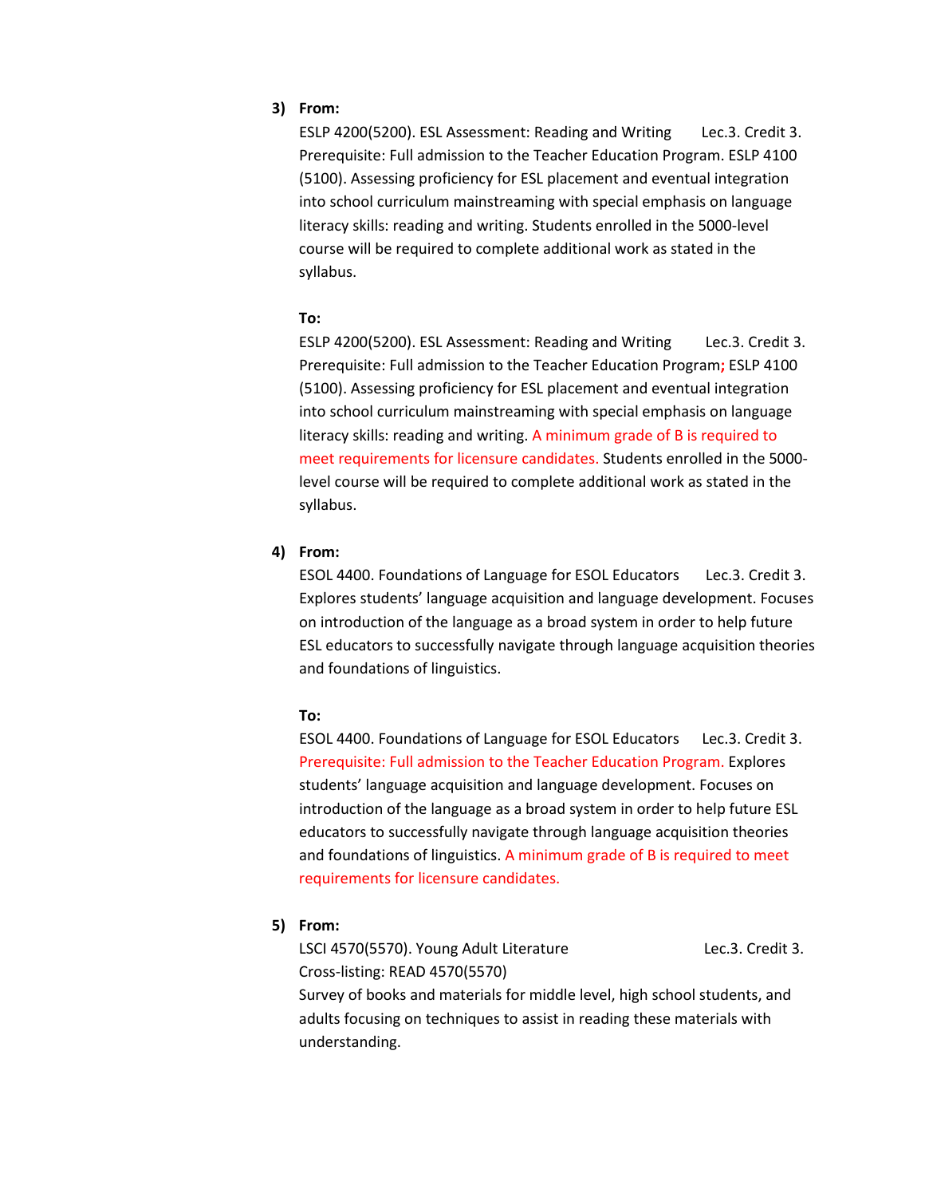3) **From:**

ESLP 4200(5200). ESL Assessment: Reading and Writing Lec.3. Credit 3. Prerequisite: Full admission to the Teacher Education Program. ESLP 4100 (5100). Assessing proficiency for ESL placement and eventual integration into school curriculum mainstreaming with special emphasis on language literacy skills: reading and writing. Students enrolled in the 5000-level course will be required to complete additional work as stated in the syllabus.

**To:**

ESLP 4200(5200). ESL Assessment: Reading and Writing Lec.3. Credit 3. Prerequisite: Full admission to the Teacher Education Program; ESLP 4100 (5100). Assessing proficiency for ESL placement and eventual integration into school curriculum mainstreaming with special emphasis on language literacy skills: reading and writing. A minimum grade of B is required to meet requirements for licensure candidates. Students enrolled in the 5000-level course will be required to complete additional work as stated in the syllabus.

4) **From:**

ESOL 4400. Foundations of Language for ESOL Educators Lec.3. Credit 3. Explores students' language acquisition and language development. Focuses on introduction of the language as a broad system in order to help future ESL educators to successfully navigate through language acquisition theories and foundations of linguistics.

**To:**

ESOL 4400. Foundations of Language for ESOL Educators Lec.3. Credit 3. Prerequisite: Full admission to the Teacher Education Program. Explores students' language acquisition and language development. Focuses on introduction of the language as a broad system in order to help future ESL educators to successfully navigate through language acquisition theories and foundations of linguistics. A minimum grade of B is required to meet requirements for licensure candidates.

5) **From:**

LSCI 4570(5570). Young Adult Literature Lec.3. Credit 3.
Cross-listing: READ 4570(5570)
Survey of books and materials for middle level, high school students, and adults focusing on techniques to assist in reading these materials with understanding.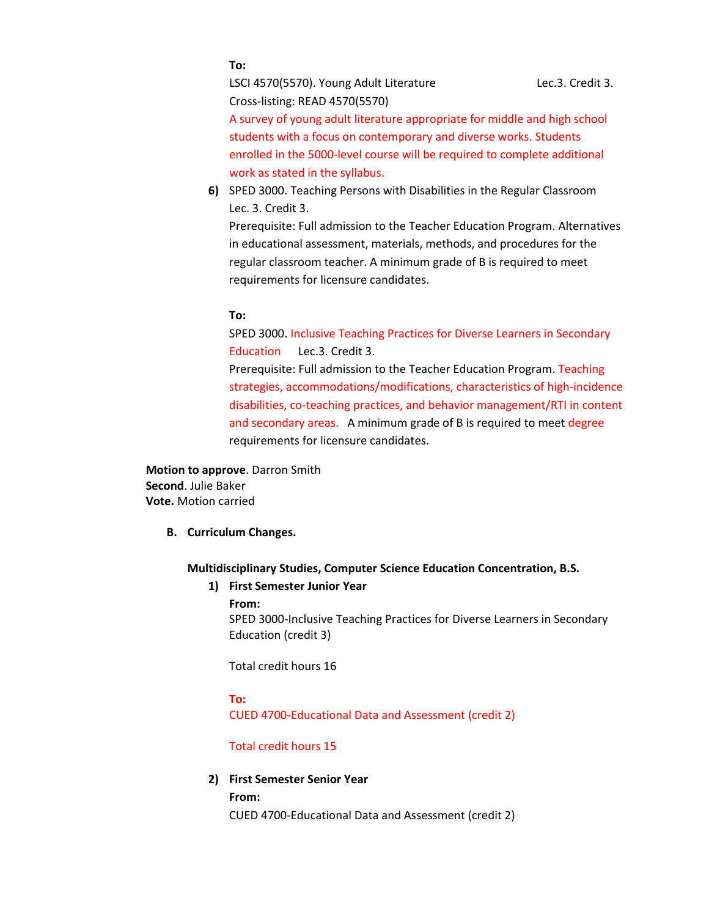**To:**

LSCI 4570(5570). Young Adult Literature Lec.3. Credit 3.
Cross-listing: READ 4570(5570)
A survey of young adult literature appropriate for middle and high school students with a focus on contemporary and diverse works. Students enrolled in the 5000-level course will be required to complete additional work as stated in the syllabus.

6) SPED 3000. Teaching Persons with Disabilities in the Regular Classroom Lec. 3. Credit 3.
Prerequisite: Full admission to the Teacher Education Program. Alternatives in educational assessment, materials, methods, and procedures for the regular classroom teacher. A minimum grade of B is required to meet requirements for licensure candidates.

**To:**

SPED 3000. Inclusive Teaching Practices for Diverse Learners in Secondary Education Lec.3. Credit 3.
Prerequisite: Full admission to the Teacher Education Program. Teaching strategies, accommodations/modifications, characteristics of high-incidence disabilities, co-teaching practices, and behavior management/RTI in content and secondary areas. A minimum grade of B is required to meet degree requirements for licensure candidates.

**Motion to approve**. Darron Smith
**Second**. Julie Baker
**Vote.** Motion carried

**B. Curriculum Changes.**

**Multidisciplinary Studies, Computer Science Education Concentration, B.S.**

1) **First Semester Junior Year**

**From:**
SPED 3000-Inclusive Teaching Practices for Diverse Learners in Secondary Education (credit 3)

Total credit hours 16

**To:**
CUED 4700-Educational Data and Assessment (credit 2)

Total credit hours 15

2) **First Semester Senior Year**

**From:**
CUED 4700-Educational Data and Assessment (credit 2)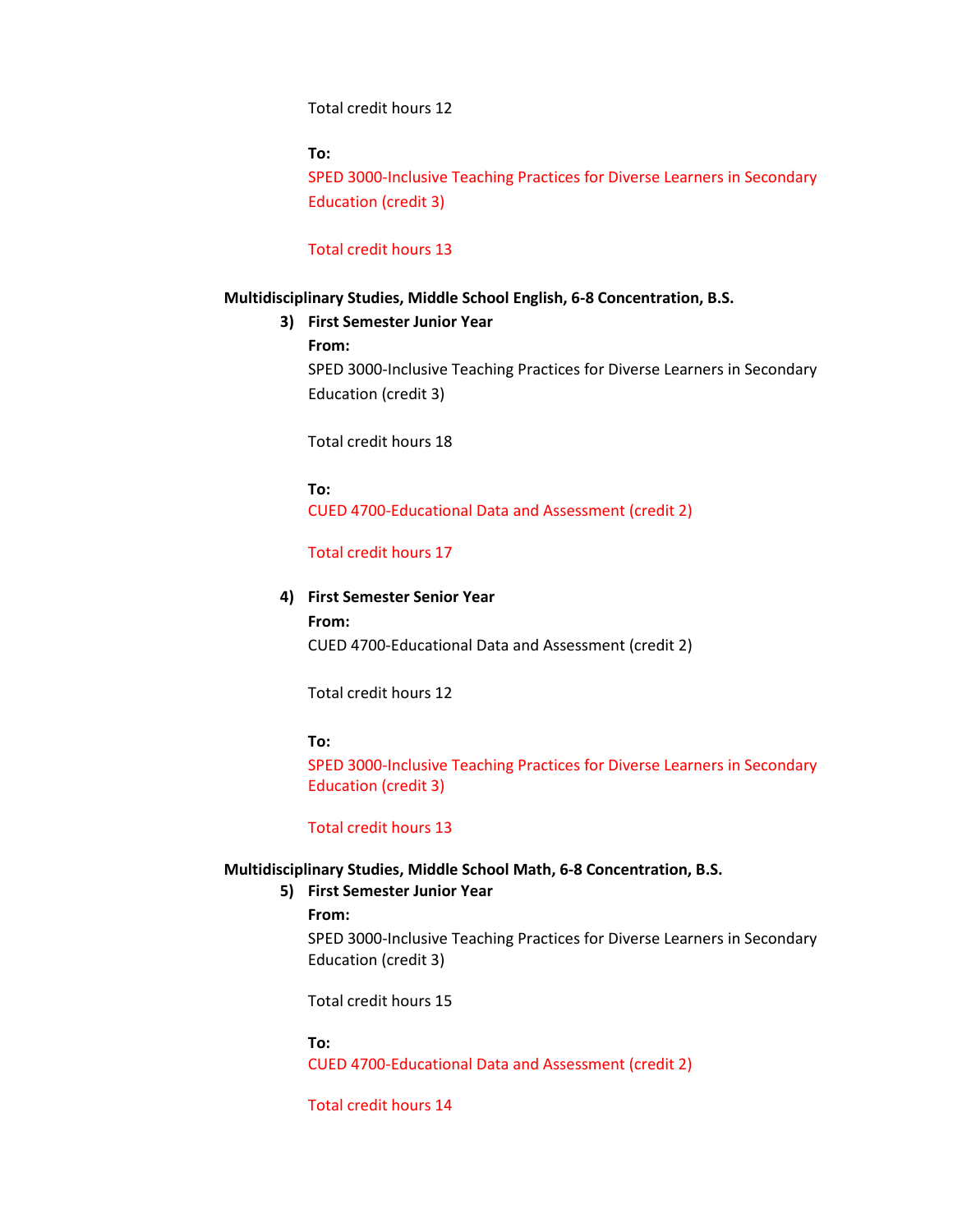Total credit hours 12

**To:**

SPED 3000-Inclusive Teaching Practices for Diverse Learners in Secondary Education (credit 3)

Total credit hours 13

**Multidisciplinary Studies, Middle School English, 6-8 Concentration, B.S.**

3) **First Semester Junior Year**

   **From:**

   SPED 3000-Inclusive Teaching Practices for Diverse Learners in Secondary Education (credit 3)

   Total credit hours 18

   **To:**

   CUED 4700-Educational Data and Assessment (credit 2)

   Total credit hours 17

4) **First Semester Senior Year**

   **From:**

   CUED 4700-Educational Data and Assessment (credit 2)

   Total credit hours 12

   **To:**

   SPED 3000-Inclusive Teaching Practices for Diverse Learners in Secondary Education (credit 3)

   Total credit hours 13

**Multidisciplinary Studies, Middle School Math, 6-8 Concentration, B.S.**

5) **First Semester Junior Year**

   **From:**

   SPED 3000-Inclusive Teaching Practices for Diverse Learners in Secondary Education (credit 3)

   Total credit hours 15

   **To:**

   CUED 4700-Educational Data and Assessment (credit 2)

   Total credit hours 14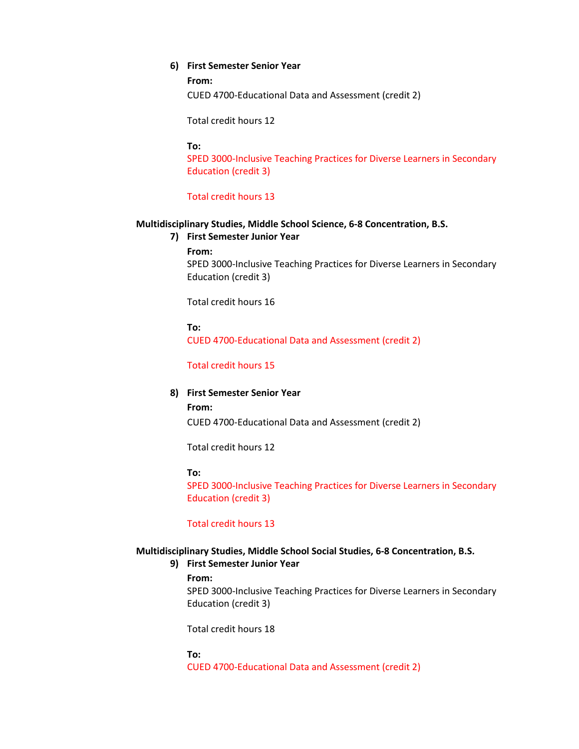6) **First Semester Senior Year**

   **From:**

   CUED 4700-Educational Data and Assessment (credit 2)

   Total credit hours 12

   **To:**

   SPED 3000-Inclusive Teaching Practices for Diverse Learners in Secondary Education (credit 3)

   Total credit hours 13

**Multidisciplinary Studies, Middle School Science, 6-8 Concentration, B.S.**

7) **First Semester Junior Year**

   **From:**

   SPED 3000-Inclusive Teaching Practices for Diverse Learners in Secondary Education (credit 3)

   Total credit hours 16

   **To:**

   CUED 4700-Educational Data and Assessment (credit 2)

   Total credit hours 15

8) **First Semester Senior Year**

   **From:**

   CUED 4700-Educational Data and Assessment (credit 2)

   Total credit hours 12

   **To:**

   SPED 3000-Inclusive Teaching Practices for Diverse Learners in Secondary Education (credit 3)

   Total credit hours 13

**Multidisciplinary Studies, Middle School Social Studies, 6-8 Concentration, B.S.**

9) **First Semester Junior Year**

   **From:**

   SPED 3000-Inclusive Teaching Practices for Diverse Learners in Secondary Education (credit 3)

   Total credit hours 18

   **To:**

   CUED 4700-Educational Data and Assessment (credit 2)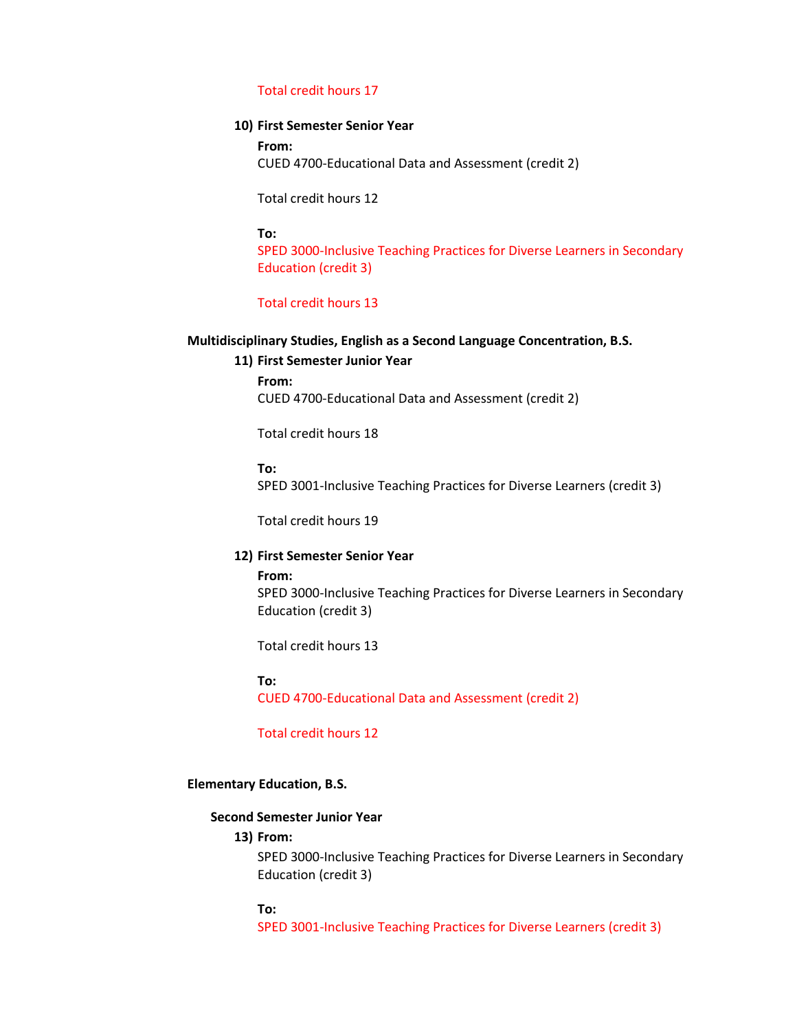Total credit hours 17

10) **First Semester Senior Year**

    **From:**
    CUED 4700-Educational Data and Assessment (credit 2)

    Total credit hours 12

    **To:**
    SPED 3000-Inclusive Teaching Practices for Diverse Learners in Secondary Education (credit 3)

    Total credit hours 13

**Multidisciplinary Studies, English as a Second Language Concentration, B.S.**

11) **First Semester Junior Year**

    **From:**
    CUED 4700-Educational Data and Assessment (credit 2)

    Total credit hours 18

    **To:**
    SPED 3001-Inclusive Teaching Practices for Diverse Learners (credit 3)

    Total credit hours 19

12) **First Semester Senior Year**

    **From:**
    SPED 3000-Inclusive Teaching Practices for Diverse Learners in Secondary Education (credit 3)

    Total credit hours 13

    **To:**
    CUED 4700-Educational Data and Assessment (credit 2)

    Total credit hours 12

**Elementary Education, B.S.**

**Second Semester Junior Year**

13) **From:**
    SPED 3000-Inclusive Teaching Practices for Diverse Learners in Secondary Education (credit 3)

    **To:**
    SPED 3001-Inclusive Teaching Practices for Diverse Learners (credit 3)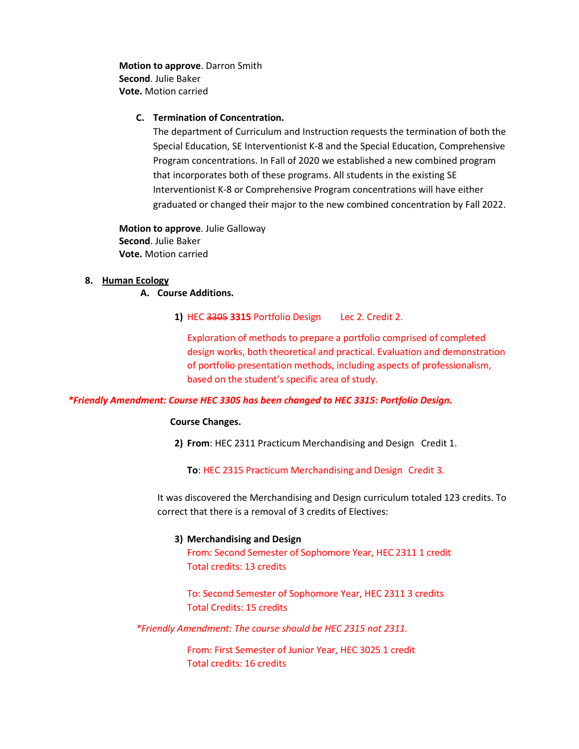**Motion to approve**. Darron Smith
**Second**. Julie Baker
**Vote.** Motion carried

**C. Termination of Concentration.**

The department of Curriculum and Instruction requests the termination of both the Special Education, SE Interventionist K-8 and the Special Education, Comprehensive Program concentrations. In Fall of 2020 we established a new combined program that incorporates both of these programs. All students in the existing SE Interventionist K-8 or Comprehensive Program concentrations will have either graduated or changed their major to the new combined concentration by Fall 2022.

**Motion to approve**. Julie Galloway
**Second**. Julie Baker
**Vote.** Motion carried

8. **Human Ecology**

**A. Course Additions.**

1) HEC ~~3305~~ **3315** Portfolio Design Lec 2. Credit 2.

Exploration of methods to prepare a portfolio comprised of completed design works, both theoretical and practical. Evaluation and demonstration of portfolio presentation methods, including aspects of professionalism, based on the student's specific area of study.

****Friendly Amendment: Course HEC 3305 has been changed to HEC 3315: Portfolio Design.***

**Course Changes.**

2) **From**: HEC 2311 Practicum Merchandising and Design Credit 1.

**To**: HEC 2315 Practicum Merchandising and Design Credit 3.

It was discovered the Merchandising and Design curriculum totaled 123 credits. To correct that there is a removal of 3 credits of Electives:

3) **Merchandising and Design**

From: Second Semester of Sophomore Year, HEC 2311 1 credit
Total credits: 13 credits

To: Second Semester of Sophomore Year, HEC 2311 3 credits
Total Credits: 15 credits

**Friendly Amendment: The course should be HEC 2315 not 2311.*

From: First Semester of Junior Year, HEC 3025 1 credit
Total credits: 16 credits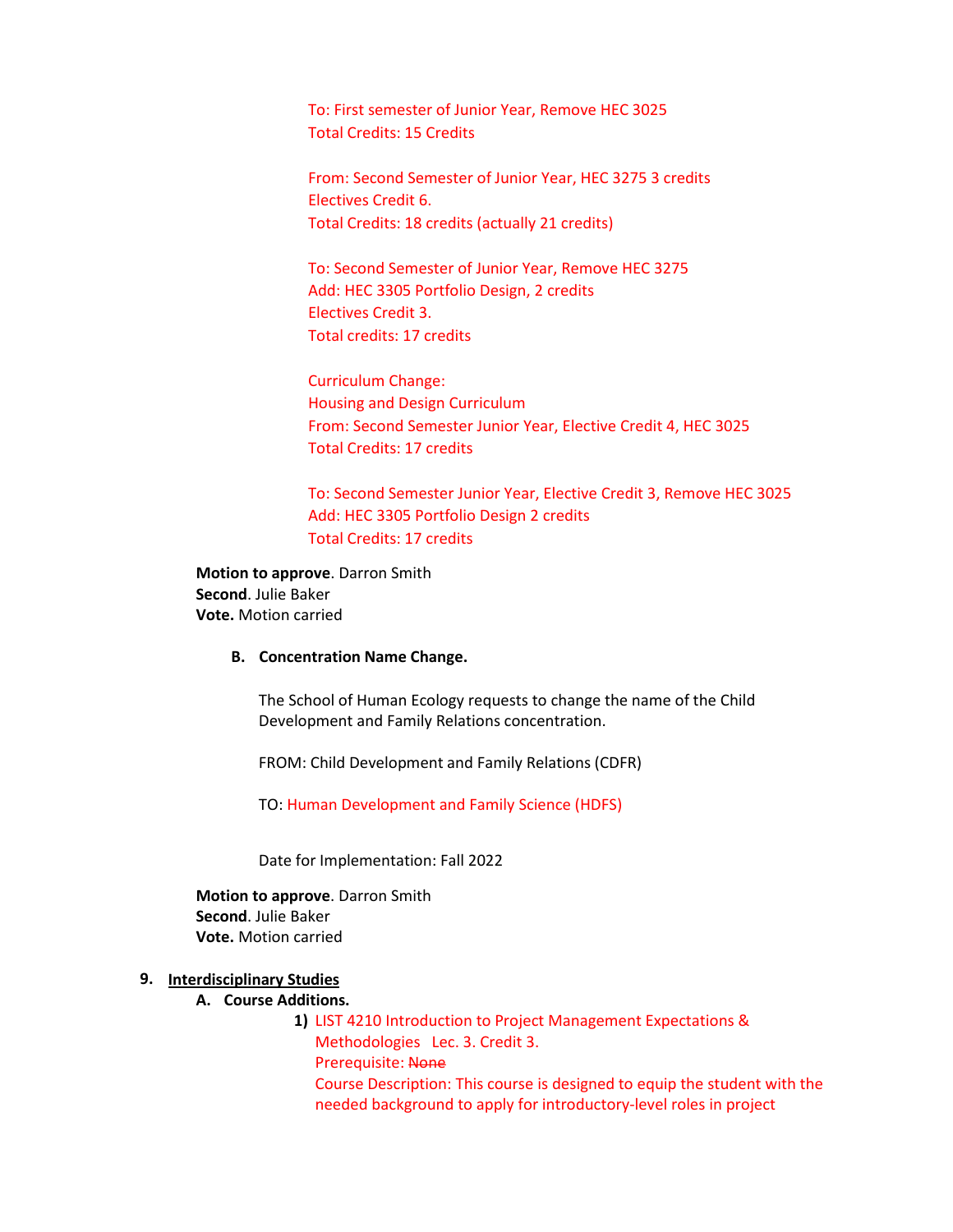To: First semester of Junior Year, Remove HEC 3025
Total Credits: 15 Credits

From: Second Semester of Junior Year, HEC 3275 3 credits
Electives Credit 6.
Total Credits: 18 credits (actually 21 credits)

To: Second Semester of Junior Year, Remove HEC 3275
Add: HEC 3305 Portfolio Design, 2 credits
Electives Credit 3.
Total credits: 17 credits

Curriculum Change:
Housing and Design Curriculum
From: Second Semester Junior Year, Elective Credit 4, HEC 3025
Total Credits: 17 credits

To: Second Semester Junior Year, Elective Credit 3, Remove HEC 3025
Add: HEC 3305 Portfolio Design 2 credits
Total Credits: 17 credits

**Motion to approve**. Darron Smith
**Second**. Julie Baker
**Vote.** Motion carried

**B. Concentration Name Change.**

The School of Human Ecology requests to change the name of the Child Development and Family Relations concentration.

FROM: Child Development and Family Relations (CDFR)

TO: Human Development and Family Science (HDFS)

Date for Implementation: Fall 2022

**Motion to approve**. Darron Smith
**Second**. Julie Baker
**Vote.** Motion carried

**9. Interdisciplinary Studies**

**A. Course Additions.**

1) LIST 4210 Introduction to Project Management Expectations & Methodologies Lec. 3. Credit 3.
Prerequisite: ~~None~~
Course Description: This course is designed to equip the student with the needed background to apply for introductory-level roles in project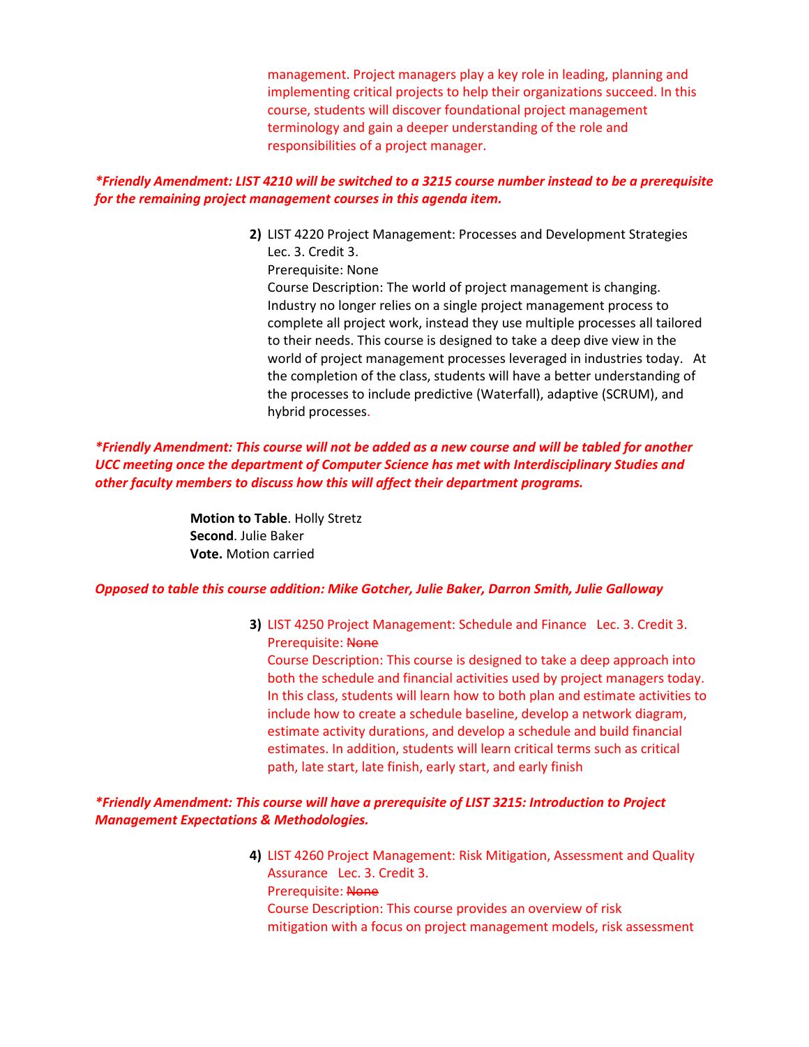management. Project managers play a key role in leading, planning and implementing critical projects to help their organizations succeed. In this course, students will discover foundational project management terminology and gain a deeper understanding of the role and responsibilities of a project manager.

***Friendly Amendment: LIST 4210 will be switched to a 3215 course number instead to be a prerequisite for the remaining project management courses in this agenda item.***

2) LIST 4220 Project Management: Processes and Development Strategies Lec. 3. Credit 3.
   Prerequisite: None
   Course Description: The world of project management is changing. Industry no longer relies on a single project management process to complete all project work, instead they use multiple processes all tailored to their needs. This course is designed to take a deep dive view in the world of project management processes leveraged in industries today. At the completion of the class, students will have a better understanding of the processes to include predictive (Waterfall), adaptive (SCRUM), and hybrid processes.

***Friendly Amendment: This course will not be added as a new course and will be tabled for another UCC meeting once the department of Computer Science has met with Interdisciplinary Studies and other faculty members to discuss how this will affect their department programs.***

**Motion to Table**. Holly Stretz
**Second**. Julie Baker
**Vote.** Motion carried

***Opposed to table this course addition: Mike Gotcher, Julie Baker, Darron Smith, Julie Galloway***

3) LIST 4250 Project Management: Schedule and Finance Lec. 3. Credit 3.
   Prerequisite: ~~None~~
   Course Description: This course is designed to take a deep approach into both the schedule and financial activities used by project managers today. In this class, students will learn how to both plan and estimate activities to include how to create a schedule baseline, develop a network diagram, estimate activity durations, and develop a schedule and build financial estimates. In addition, students will learn critical terms such as critical path, late start, late finish, early start, and early finish

***Friendly Amendment: This course will have a prerequisite of LIST 3215: Introduction to Project Management Expectations & Methodologies.***

4) LIST 4260 Project Management: Risk Mitigation, Assessment and Quality Assurance Lec. 3. Credit 3.
   Prerequisite: ~~None~~
   Course Description: This course provides an overview of risk mitigation with a focus on project management models, risk assessment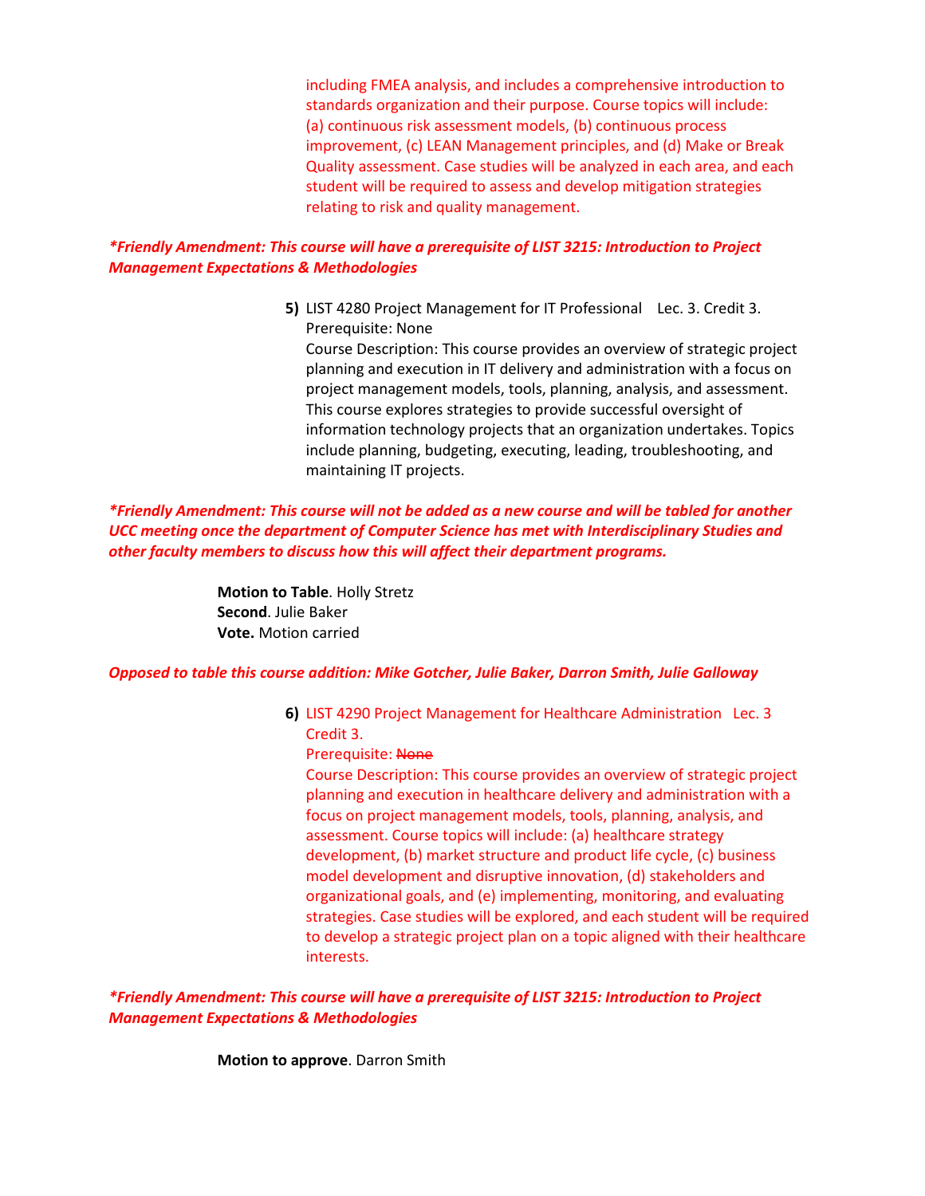including FMEA analysis, and includes a comprehensive introduction to standards organization and their purpose. Course topics will include: (a) continuous risk assessment models, (b) continuous process improvement, (c) LEAN Management principles, and (d) Make or Break Quality assessment. Case studies will be analyzed in each area, and each student will be required to assess and develop mitigation strategies relating to risk and quality management.

***Friendly Amendment: This course will have a prerequisite of LIST 3215: Introduction to Project Management Expectations & Methodologies***

5) LIST 4280 Project Management for IT Professional    Lec. 3. Credit 3.
Prerequisite: None
Course Description: This course provides an overview of strategic project planning and execution in IT delivery and administration with a focus on project management models, tools, planning, analysis, and assessment. This course explores strategies to provide successful oversight of information technology projects that an organization undertakes. Topics include planning, budgeting, executing, leading, troubleshooting, and maintaining IT projects.

***Friendly Amendment: This course will not be added as a new course and will be tabled for another UCC meeting once the department of Computer Science has met with Interdisciplinary Studies and other faculty members to discuss how this will affect their department programs.***

**Motion to Table**. Holly Stretz
**Second**. Julie Baker
**Vote.** Motion carried

***Opposed to table this course addition: Mike Gotcher, Julie Baker, Darron Smith, Julie Galloway***

6) LIST 4290 Project Management for Healthcare Administration   Lec. 3 Credit 3.
Prerequisite: ~~None~~
Course Description: This course provides an overview of strategic project planning and execution in healthcare delivery and administration with a focus on project management models, tools, planning, analysis, and assessment. Course topics will include: (a) healthcare strategy development, (b) market structure and product life cycle, (c) business model development and disruptive innovation, (d) stakeholders and organizational goals, and (e) implementing, monitoring, and evaluating strategies. Case studies will be explored, and each student will be required to develop a strategic project plan on a topic aligned with their healthcare interests.

***Friendly Amendment: This course will have a prerequisite of LIST 3215: Introduction to Project Management Expectations & Methodologies***

**Motion to approve**. Darron Smith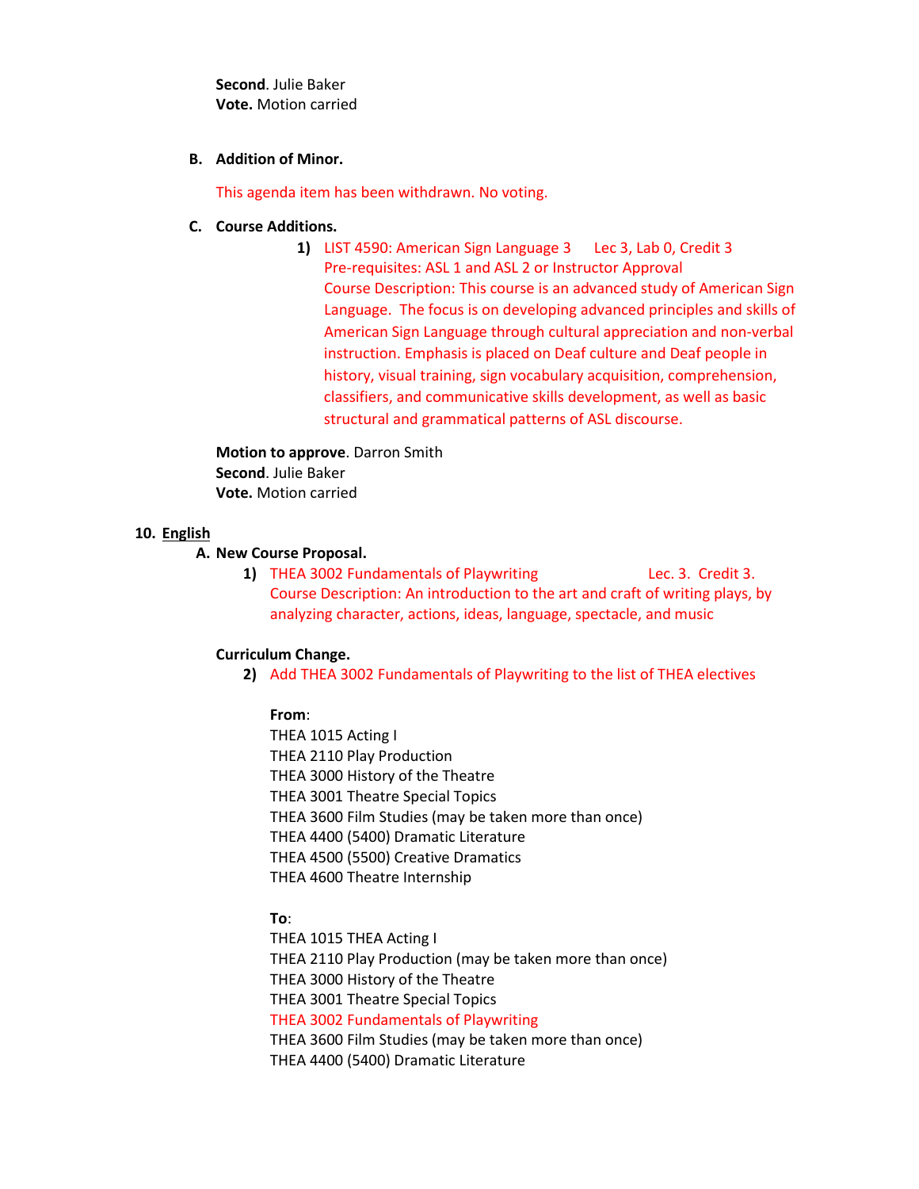**Second**. Julie Baker
**Vote.** Motion carried

**B. Addition of Minor.**

This agenda item has been withdrawn. No voting.

**C. Course Additions.**

1) LIST 4590: American Sign Language 3 Lec 3, Lab 0, Credit 3
Pre-requisites: ASL 1 and ASL 2 or Instructor Approval
Course Description: This course is an advanced study of American Sign Language. The focus is on developing advanced principles and skills of American Sign Language through cultural appreciation and non-verbal instruction. Emphasis is placed on Deaf culture and Deaf people in history, visual training, sign vocabulary acquisition, comprehension, classifiers, and communicative skills development, as well as basic structural and grammatical patterns of ASL discourse.

**Motion to approve**. Darron Smith
**Second**. Julie Baker
**Vote.** Motion carried

**10. English**

**A. New Course Proposal.**

1) THEA 3002 Fundamentals of Playwriting Lec. 3. Credit 3.
Course Description: An introduction to the art and craft of writing plays, by analyzing character, actions, ideas, language, spectacle, and music

**Curriculum Change.**

2) Add THEA 3002 Fundamentals of Playwriting to the list of THEA electives

**From**:
THEA 1015 Acting I
THEA 2110 Play Production
THEA 3000 History of the Theatre
THEA 3001 Theatre Special Topics
THEA 3600 Film Studies (may be taken more than once)
THEA 4400 (5400) Dramatic Literature
THEA 4500 (5500) Creative Dramatics
THEA 4600 Theatre Internship

**To**:
THEA 1015 THEA Acting I
THEA 2110 Play Production (may be taken more than once)
THEA 3000 History of the Theatre
THEA 3001 Theatre Special Topics
THEA 3002 Fundamentals of Playwriting
THEA 3600 Film Studies (may be taken more than once)
THEA 4400 (5400) Dramatic Literature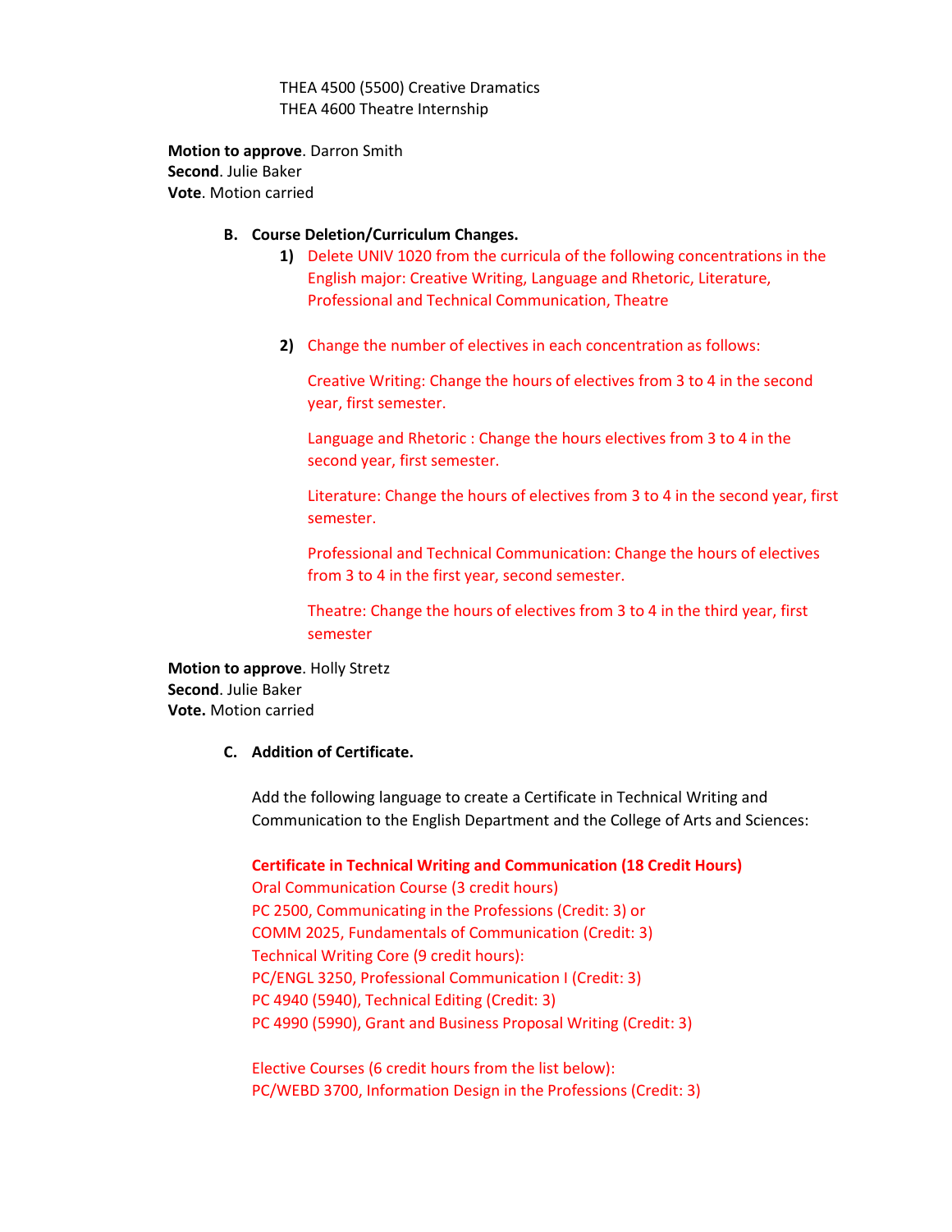THEA 4500 (5500) Creative Dramatics
THEA 4600 Theatre Internship

**Motion to approve**. Darron Smith
**Second**. Julie Baker
**Vote**. Motion carried

**B. Course Deletion/Curriculum Changes.**

1) Delete UNIV 1020 from the curricula of the following concentrations in the English major: Creative Writing, Language and Rhetoric, Literature, Professional and Technical Communication, Theatre

2) Change the number of electives in each concentration as follows:

   Creative Writing: Change the hours of electives from 3 to 4 in the second year, first semester.

   Language and Rhetoric : Change the hours electives from 3 to 4 in the second year, first semester.

   Literature: Change the hours of electives from 3 to 4 in the second year, first semester.

   Professional and Technical Communication: Change the hours of electives from 3 to 4 in the first year, second semester.

   Theatre: Change the hours of electives from 3 to 4 in the third year, first semester

**Motion to approve**. Holly Stretz
**Second**. Julie Baker
**Vote.** Motion carried

**C. Addition of Certificate.**

Add the following language to create a Certificate in Technical Writing and Communication to the English Department and the College of Arts and Sciences:

**Certificate in Technical Writing and Communication (18 Credit Hours)**
Oral Communication Course (3 credit hours)
PC 2500, Communicating in the Professions (Credit: 3) or
COMM 2025, Fundamentals of Communication (Credit: 3)
Technical Writing Core (9 credit hours):
PC/ENGL 3250, Professional Communication I (Credit: 3)
PC 4940 (5940), Technical Editing (Credit: 3)
PC 4990 (5990), Grant and Business Proposal Writing (Credit: 3)

Elective Courses (6 credit hours from the list below):
PC/WEBD 3700, Information Design in the Professions (Credit: 3)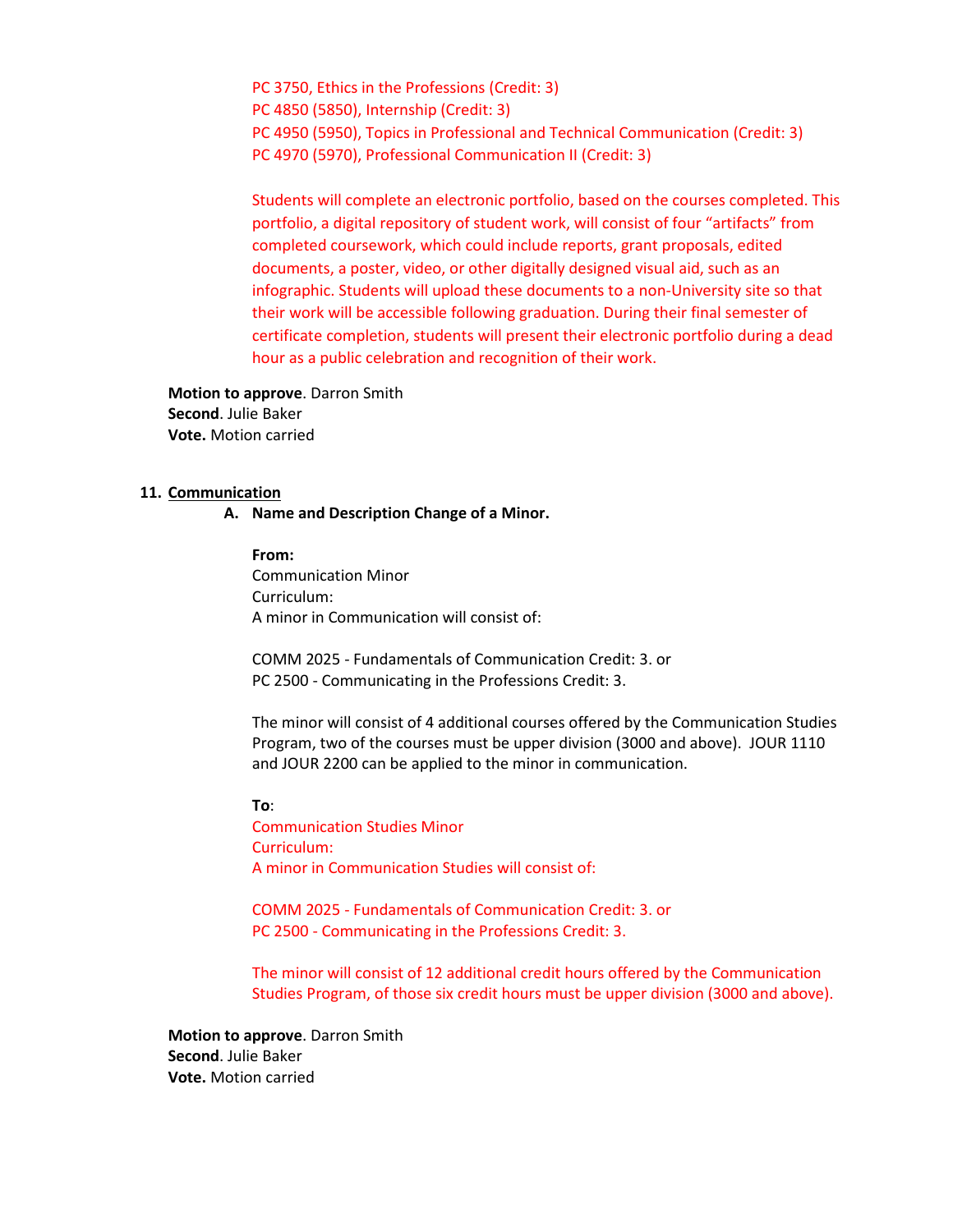PC 3750, Ethics in the Professions (Credit: 3)
PC 4850 (5850), Internship (Credit: 3)
PC 4950 (5950), Topics in Professional and Technical Communication (Credit: 3)
PC 4970 (5970), Professional Communication II (Credit: 3)

Students will complete an electronic portfolio, based on the courses completed. This portfolio, a digital repository of student work, will consist of four "artifacts" from completed coursework, which could include reports, grant proposals, edited documents, a poster, video, or other digitally designed visual aid, such as an infographic. Students will upload these documents to a non-University site so that their work will be accessible following graduation. During their final semester of certificate completion, students will present their electronic portfolio during a dead hour as a public celebration and recognition of their work.

**Motion to approve**. Darron Smith
**Second**. Julie Baker
**Vote.** Motion carried

11. Communication

A. **Name and Description Change of a Minor.**

**From:**
Communication Minor
Curriculum:
A minor in Communication will consist of:

COMM 2025 - Fundamentals of Communication Credit: 3. or
PC 2500 - Communicating in the Professions Credit: 3.

The minor will consist of 4 additional courses offered by the Communication Studies Program, two of the courses must be upper division (3000 and above). JOUR 1110 and JOUR 2200 can be applied to the minor in communication.

**To**:
Communication Studies Minor
Curriculum:
A minor in Communication Studies will consist of:

COMM 2025 - Fundamentals of Communication Credit: 3. or
PC 2500 - Communicating in the Professions Credit: 3.

The minor will consist of 12 additional credit hours offered by the Communication Studies Program, of those six credit hours must be upper division (3000 and above).

**Motion to approve**. Darron Smith
**Second**. Julie Baker
**Vote.** Motion carried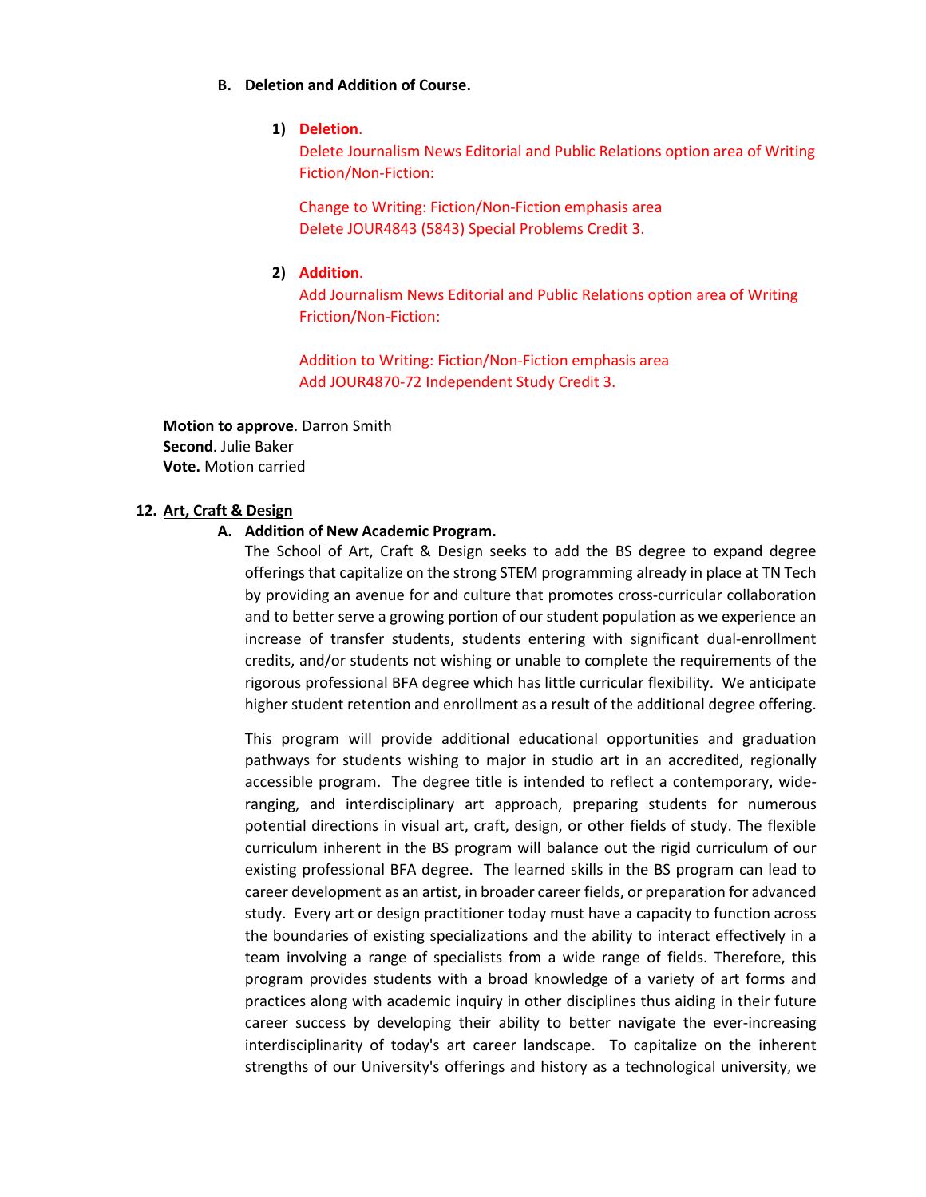**B. Deletion and Addition of Course.**

1) **Deletion**.
Delete Journalism News Editorial and Public Relations option area of Writing Fiction/Non-Fiction:

Change to Writing: Fiction/Non-Fiction emphasis area
Delete JOUR4843 (5843) Special Problems Credit 3.

2) **Addition**.
Add Journalism News Editorial and Public Relations option area of Writing Friction/Non-Fiction:

Addition to Writing: Fiction/Non-Fiction emphasis area
Add JOUR4870-72 Independent Study Credit 3.

**Motion to approve**. Darron Smith
**Second**. Julie Baker
**Vote.** Motion carried

**12. <u>Art, Craft & Design</u>**

**A. Addition of New Academic Program.**

The School of Art, Craft & Design seeks to add the BS degree to expand degree offerings that capitalize on the strong STEM programming already in place at TN Tech by providing an avenue for and culture that promotes cross-curricular collaboration and to better serve a growing portion of our student population as we experience an increase of transfer students, students entering with significant dual-enrollment credits, and/or students not wishing or unable to complete the requirements of the rigorous professional BFA degree which has little curricular flexibility. We anticipate higher student retention and enrollment as a result of the additional degree offering.

This program will provide additional educational opportunities and graduation pathways for students wishing to major in studio art in an accredited, regionally accessible program. The degree title is intended to reflect a contemporary, wide-ranging, and interdisciplinary art approach, preparing students for numerous potential directions in visual art, craft, design, or other fields of study. The flexible curriculum inherent in the BS program will balance out the rigid curriculum of our existing professional BFA degree. The learned skills in the BS program can lead to career development as an artist, in broader career fields, or preparation for advanced study. Every art or design practitioner today must have a capacity to function across the boundaries of existing specializations and the ability to interact effectively in a team involving a range of specialists from a wide range of fields. Therefore, this program provides students with a broad knowledge of a variety of art forms and practices along with academic inquiry in other disciplines thus aiding in their future career success by developing their ability to better navigate the ever-increasing interdisciplinarity of today's art career landscape. To capitalize on the inherent strengths of our University's offerings and history as a technological university, we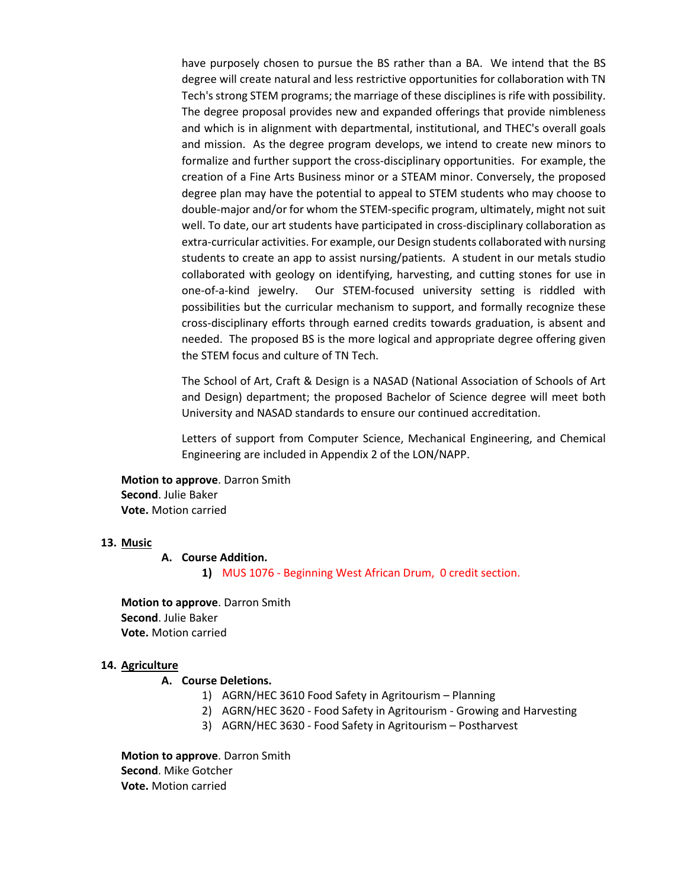have purposely chosen to pursue the BS rather than a BA. We intend that the BS degree will create natural and less restrictive opportunities for collaboration with TN Tech's strong STEM programs; the marriage of these disciplines is rife with possibility. The degree proposal provides new and expanded offerings that provide nimbleness and which is in alignment with departmental, institutional, and THEC's overall goals and mission. As the degree program develops, we intend to create new minors to formalize and further support the cross-disciplinary opportunities. For example, the creation of a Fine Arts Business minor or a STEAM minor. Conversely, the proposed degree plan may have the potential to appeal to STEM students who may choose to double-major and/or for whom the STEM-specific program, ultimately, might not suit well. To date, our art students have participated in cross-disciplinary collaboration as extra-curricular activities. For example, our Design students collaborated with nursing students to create an app to assist nursing/patients. A student in our metals studio collaborated with geology on identifying, harvesting, and cutting stones for use in one-of-a-kind jewelry. Our STEM-focused university setting is riddled with possibilities but the curricular mechanism to support, and formally recognize these cross-disciplinary efforts through earned credits towards graduation, is absent and needed. The proposed BS is the more logical and appropriate degree offering given the STEM focus and culture of TN Tech.

The School of Art, Craft & Design is a NASAD (National Association of Schools of Art and Design) department; the proposed Bachelor of Science degree will meet both University and NASAD standards to ensure our continued accreditation.

Letters of support from Computer Science, Mechanical Engineering, and Chemical Engineering are included in Appendix 2 of the LON/NAPP.

**Motion to approve**. Darron Smith
**Second**. Julie Baker
**Vote.** Motion carried

**13. Music**

**A. Course Addition.**

1) MUS 1076 - Beginning West African Drum, 0 credit section.

**Motion to approve**. Darron Smith
**Second**. Julie Baker
**Vote.** Motion carried

**14. Agriculture**

**A. Course Deletions.**

1) AGRN/HEC 3610 Food Safety in Agritourism – Planning
2) AGRN/HEC 3620 - Food Safety in Agritourism - Growing and Harvesting
3) AGRN/HEC 3630 - Food Safety in Agritourism – Postharvest

**Motion to approve**. Darron Smith
**Second**. Mike Gotcher
**Vote.** Motion carried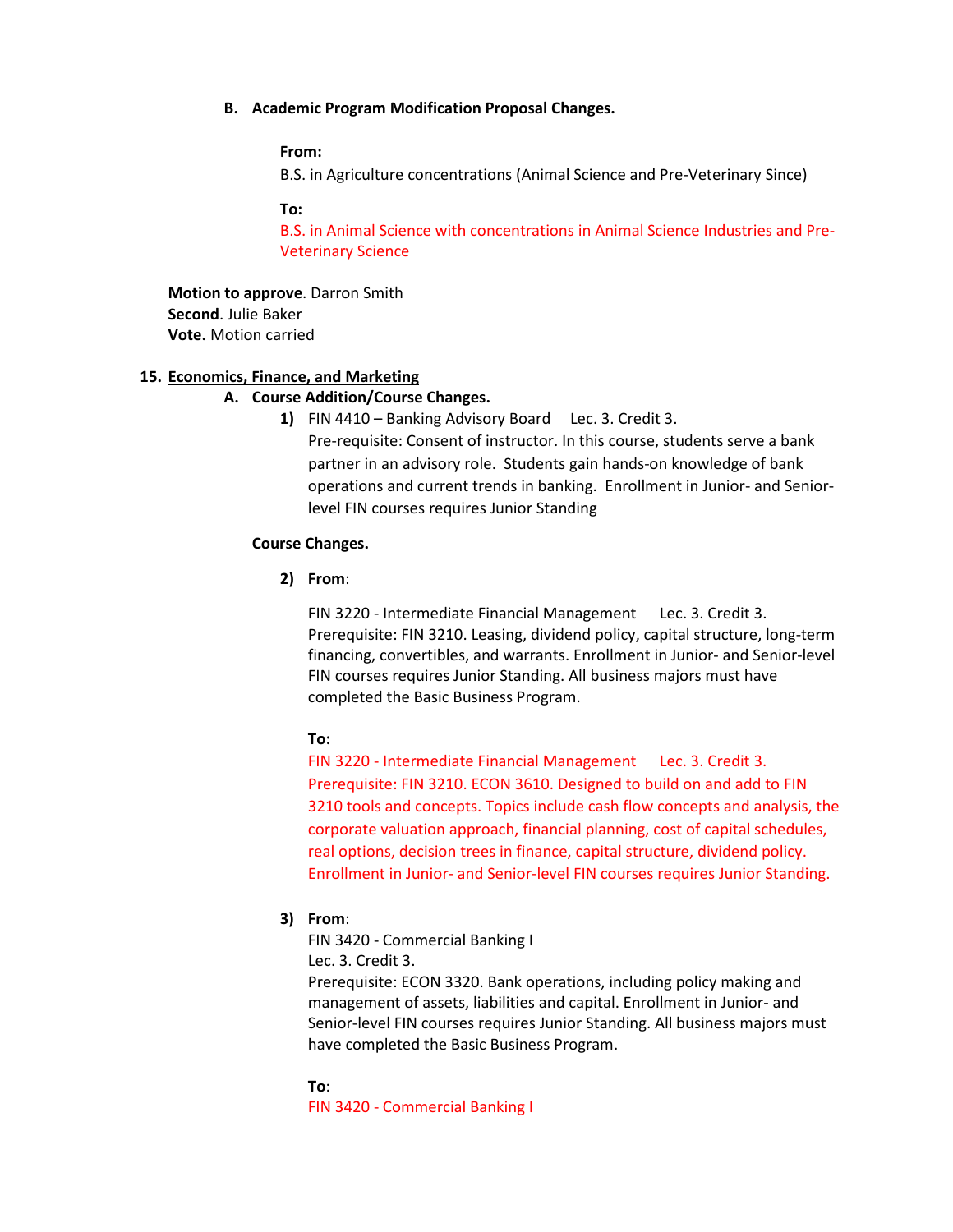**B. Academic Program Modification Proposal Changes.**

**From:**

B.S. in Agriculture concentrations (Animal Science and Pre-Veterinary Since)

**To:**

B.S. in Animal Science with concentrations in Animal Science Industries and Pre-Veterinary Science

**Motion to approve**. Darron Smith
**Second**. Julie Baker
**Vote.** Motion carried

**15. Economics, Finance, and Marketing**

**A. Course Addition/Course Changes.**

1) FIN 4410 – Banking Advisory Board Lec. 3. Credit 3.
Pre-requisite: Consent of instructor. In this course, students serve a bank partner in an advisory role. Students gain hands-on knowledge of bank operations and current trends in banking. Enrollment in Junior- and Senior-level FIN courses requires Junior Standing

**Course Changes.**

2) **From**:

FIN 3220 - Intermediate Financial Management Lec. 3. Credit 3.
Prerequisite: FIN 3210. Leasing, dividend policy, capital structure, long-term financing, convertibles, and warrants. Enrollment in Junior- and Senior-level FIN courses requires Junior Standing. All business majors must have completed the Basic Business Program.

**To:**

FIN 3220 - Intermediate Financial Management Lec. 3. Credit 3.
Prerequisite: FIN 3210. ECON 3610. Designed to build on and add to FIN 3210 tools and concepts. Topics include cash flow concepts and analysis, the corporate valuation approach, financial planning, cost of capital schedules, real options, decision trees in finance, capital structure, dividend policy. Enrollment in Junior- and Senior-level FIN courses requires Junior Standing.

3) **From**:

FIN 3420 - Commercial Banking I
Lec. 3. Credit 3.
Prerequisite: ECON 3320. Bank operations, including policy making and management of assets, liabilities and capital. Enrollment in Junior- and Senior-level FIN courses requires Junior Standing. All business majors must have completed the Basic Business Program.

**To**:

FIN 3420 - Commercial Banking I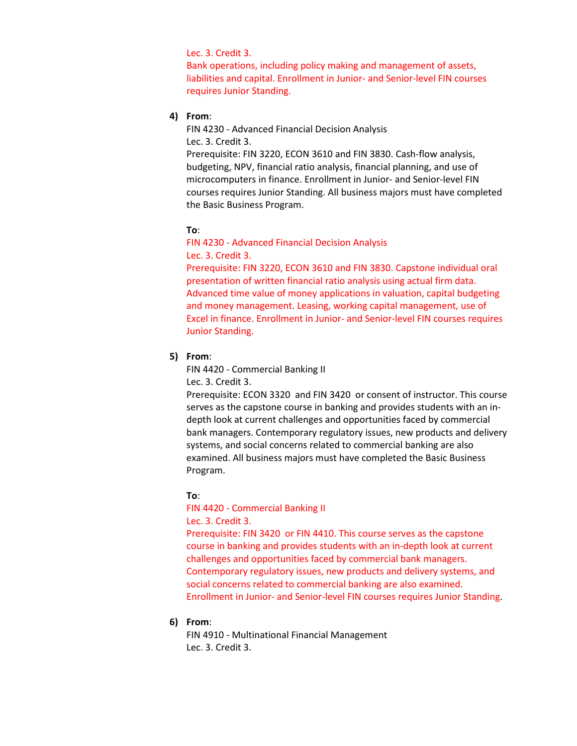Lec. 3. Credit 3.
Bank operations, including policy making and management of assets, liabilities and capital. Enrollment in Junior- and Senior-level FIN courses requires Junior Standing.

4) **From**:

FIN 4230 - Advanced Financial Decision Analysis
Lec. 3. Credit 3.
Prerequisite: FIN 3220, ECON 3610 and FIN 3830. Cash-flow analysis, budgeting, NPV, financial ratio analysis, financial planning, and use of microcomputers in finance. Enrollment in Junior- and Senior-level FIN courses requires Junior Standing. All business majors must have completed the Basic Business Program.

**To**:

FIN 4230 - Advanced Financial Decision Analysis
Lec. 3. Credit 3.
Prerequisite: FIN 3220, ECON 3610 and FIN 3830. Capstone individual oral presentation of written financial ratio analysis using actual firm data. Advanced time value of money applications in valuation, capital budgeting and money management. Leasing, working capital management, use of Excel in finance. Enrollment in Junior- and Senior-level FIN courses requires Junior Standing.

5) **From**:

FIN 4420 - Commercial Banking II
Lec. 3. Credit 3.
Prerequisite: ECON 3320 and FIN 3420 or consent of instructor. This course serves as the capstone course in banking and provides students with an in-depth look at current challenges and opportunities faced by commercial bank managers. Contemporary regulatory issues, new products and delivery systems, and social concerns related to commercial banking are also examined. All business majors must have completed the Basic Business Program.

**To**:

FIN 4420 - Commercial Banking II
Lec. 3. Credit 3.
Prerequisite: FIN 3420 or FIN 4410. This course serves as the capstone course in banking and provides students with an in-depth look at current challenges and opportunities faced by commercial bank managers. Contemporary regulatory issues, new products and delivery systems, and social concerns related to commercial banking are also examined. Enrollment in Junior- and Senior-level FIN courses requires Junior Standing.

6) **From**:

FIN 4910 - Multinational Financial Management
Lec. 3. Credit 3.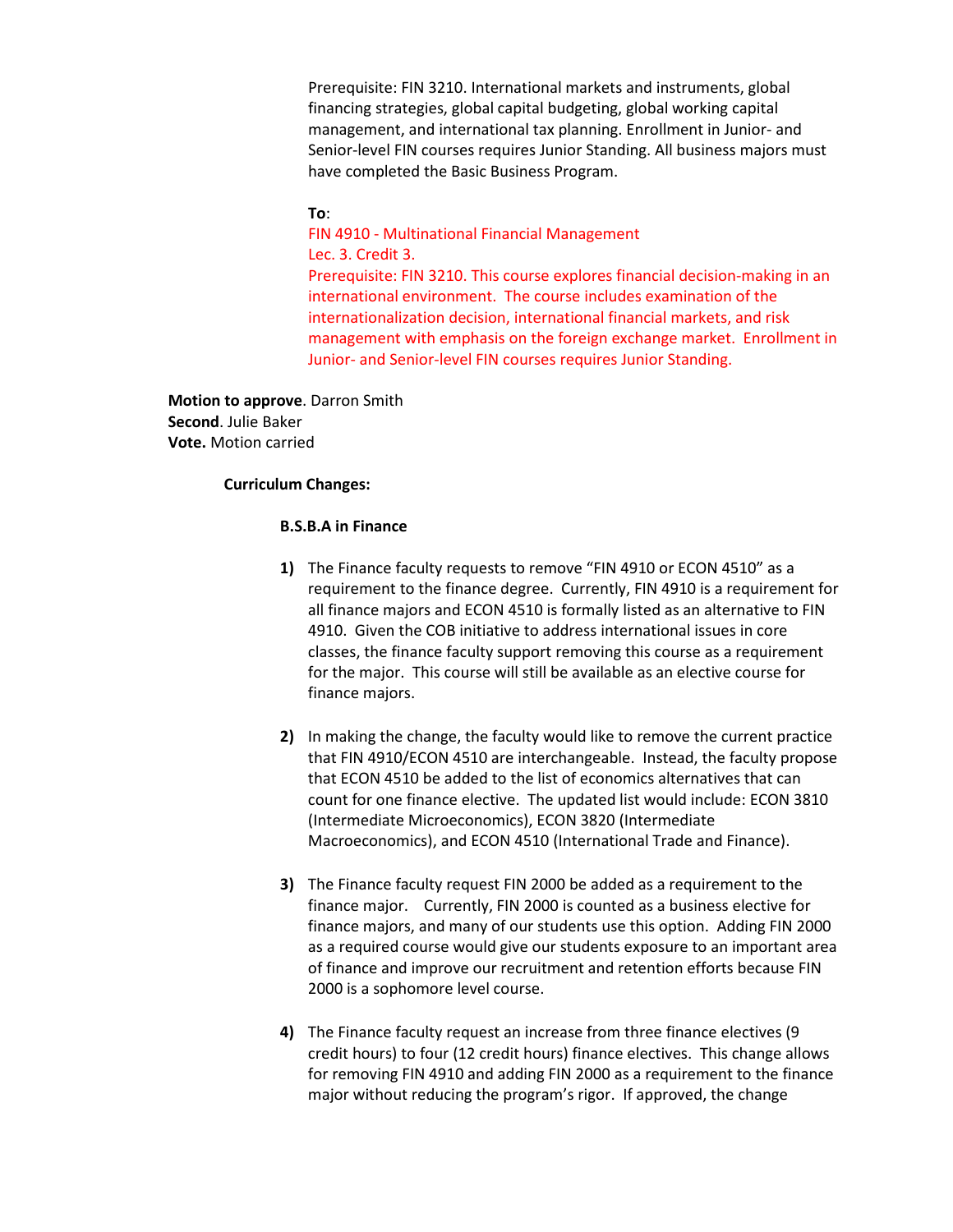Prerequisite: FIN 3210. International markets and instruments, global financing strategies, global capital budgeting, global working capital management, and international tax planning. Enrollment in Junior- and Senior-level FIN courses requires Junior Standing. All business majors must have completed the Basic Business Program.

**To**:

FIN 4910 - Multinational Financial Management
Lec. 3. Credit 3.
Prerequisite: FIN 3210. This course explores financial decision-making in an international environment. The course includes examination of the internationalization decision, international financial markets, and risk management with emphasis on the foreign exchange market. Enrollment in Junior- and Senior-level FIN courses requires Junior Standing.

**Motion to approve**. Darron Smith
**Second**. Julie Baker
**Vote.** Motion carried

**Curriculum Changes:**

**B.S.B.A in Finance**

1) The Finance faculty requests to remove "FIN 4910 or ECON 4510" as a requirement to the finance degree. Currently, FIN 4910 is a requirement for all finance majors and ECON 4510 is formally listed as an alternative to FIN 4910. Given the COB initiative to address international issues in core classes, the finance faculty support removing this course as a requirement for the major. This course will still be available as an elective course for finance majors.

2) In making the change, the faculty would like to remove the current practice that FIN 4910/ECON 4510 are interchangeable. Instead, the faculty propose that ECON 4510 be added to the list of economics alternatives that can count for one finance elective. The updated list would include: ECON 3810 (Intermediate Microeconomics), ECON 3820 (Intermediate Macroeconomics), and ECON 4510 (International Trade and Finance).

3) The Finance faculty request FIN 2000 be added as a requirement to the finance major. Currently, FIN 2000 is counted as a business elective for finance majors, and many of our students use this option. Adding FIN 2000 as a required course would give our students exposure to an important area of finance and improve our recruitment and retention efforts because FIN 2000 is a sophomore level course.

4) The Finance faculty request an increase from three finance electives (9 credit hours) to four (12 credit hours) finance electives. This change allows for removing FIN 4910 and adding FIN 2000 as a requirement to the finance major without reducing the program's rigor. If approved, the change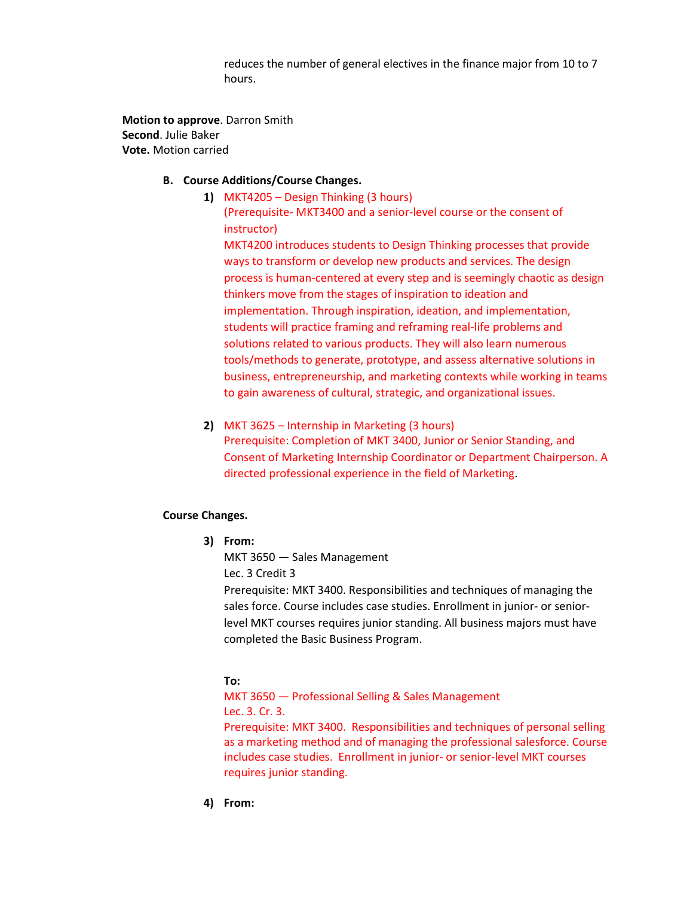reduces the number of general electives in the finance major from 10 to 7 hours.

**Motion to approve**. Darron Smith
**Second**. Julie Baker
**Vote.** Motion carried

**B. Course Additions/Course Changes.**

1) MKT4205 – Design Thinking (3 hours)
(Prerequisite- MKT3400 and a senior-level course or the consent of instructor)
MKT4200 introduces students to Design Thinking processes that provide ways to transform or develop new products and services. The design process is human-centered at every step and is seemingly chaotic as design thinkers move from the stages of inspiration to ideation and implementation. Through inspiration, ideation, and implementation, students will practice framing and reframing real-life problems and solutions related to various products. They will also learn numerous tools/methods to generate, prototype, and assess alternative solutions in business, entrepreneurship, and marketing contexts while working in teams to gain awareness of cultural, strategic, and organizational issues.

2) MKT 3625 – Internship in Marketing (3 hours)
Prerequisite: Completion of MKT 3400, Junior or Senior Standing, and Consent of Marketing Internship Coordinator or Department Chairperson. A directed professional experience in the field of Marketing.

**Course Changes.**

3) **From:**
MKT 3650 — Sales Management
Lec. 3 Credit 3
Prerequisite: MKT 3400. Responsibilities and techniques of managing the sales force. Course includes case studies. Enrollment in junior- or senior-level MKT courses requires junior standing. All business majors must have completed the Basic Business Program.

**To:**
MKT 3650 — Professional Selling & Sales Management
Lec. 3. Cr. 3.
Prerequisite: MKT 3400. Responsibilities and techniques of personal selling as a marketing method and of managing the professional salesforce. Course includes case studies. Enrollment in junior- or senior-level MKT courses requires junior standing.

4) **From:**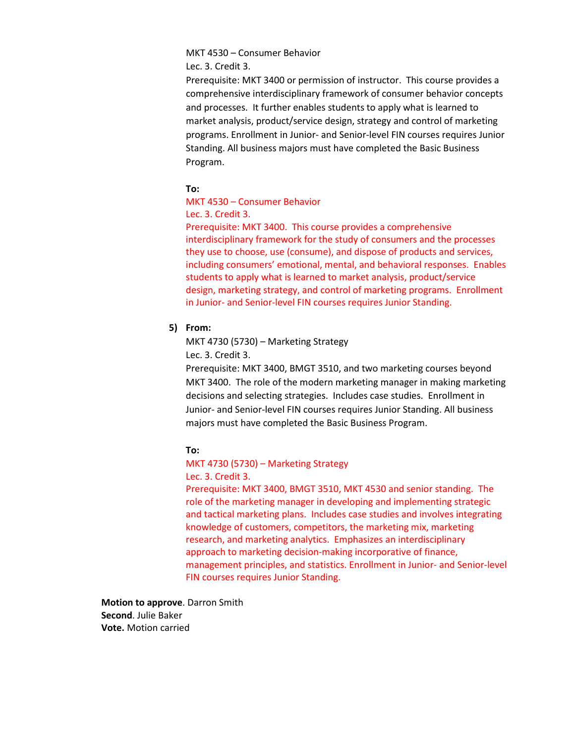MKT 4530 – Consumer Behavior
Lec. 3. Credit 3.
Prerequisite: MKT 3400 or permission of instructor. This course provides a comprehensive interdisciplinary framework of consumer behavior concepts and processes. It further enables students to apply what is learned to market analysis, product/service design, strategy and control of marketing programs. Enrollment in Junior- and Senior-level FIN courses requires Junior Standing. All business majors must have completed the Basic Business Program.

**To:**

MKT 4530 – Consumer Behavior
Lec. 3. Credit 3.
Prerequisite: MKT 3400. This course provides a comprehensive interdisciplinary framework for the study of consumers and the processes they use to choose, use (consume), and dispose of products and services, including consumers' emotional, mental, and behavioral responses. Enables students to apply what is learned to market analysis, product/service design, marketing strategy, and control of marketing programs. Enrollment in Junior- and Senior-level FIN courses requires Junior Standing.

5) **From:**

MKT 4730 (5730) – Marketing Strategy
Lec. 3. Credit 3.
Prerequisite: MKT 3400, BMGT 3510, and two marketing courses beyond MKT 3400. The role of the modern marketing manager in making marketing decisions and selecting strategies. Includes case studies. Enrollment in Junior- and Senior-level FIN courses requires Junior Standing. All business majors must have completed the Basic Business Program.

**To:**

MKT 4730 (5730) – Marketing Strategy
Lec. 3. Credit 3.
Prerequisite: MKT 3400, BMGT 3510, MKT 4530 and senior standing. The role of the marketing manager in developing and implementing strategic and tactical marketing plans. Includes case studies and involves integrating knowledge of customers, competitors, the marketing mix, marketing research, and marketing analytics. Emphasizes an interdisciplinary approach to marketing decision-making incorporative of finance, management principles, and statistics. Enrollment in Junior- and Senior-level FIN courses requires Junior Standing.

**Motion to approve**. Darron Smith
**Second**. Julie Baker
**Vote.** Motion carried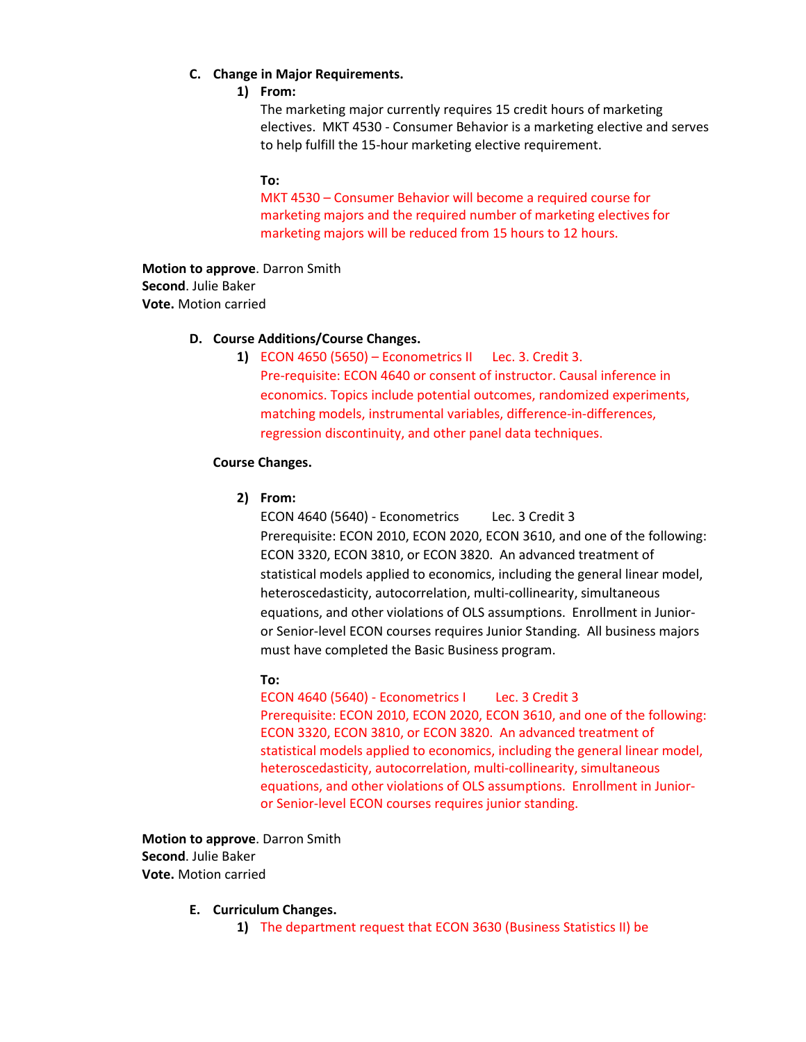**C. Change in Major Requirements.**

1) **From:**

The marketing major currently requires 15 credit hours of marketing electives. MKT 4530 - Consumer Behavior is a marketing elective and serves to help fulfill the 15-hour marketing elective requirement.

**To:**

MKT 4530 – Consumer Behavior will become a required course for marketing majors and the required number of marketing electives for marketing majors will be reduced from 15 hours to 12 hours.

**Motion to approve**. Darron Smith
**Second**. Julie Baker
**Vote.** Motion carried

**D. Course Additions/Course Changes.**

1) ECON 4650 (5650) – Econometrics II    Lec. 3. Credit 3.
Pre-requisite: ECON 4640 or consent of instructor. Causal inference in economics. Topics include potential outcomes, randomized experiments, matching models, instrumental variables, difference-in-differences, regression discontinuity, and other panel data techniques.

**Course Changes.**

2) **From:**

ECON 4640 (5640) - Econometrics    Lec. 3 Credit 3
Prerequisite: ECON 2010, ECON 2020, ECON 3610, and one of the following: ECON 3320, ECON 3810, or ECON 3820. An advanced treatment of statistical models applied to economics, including the general linear model, heteroscedasticity, autocorrelation, multi-collinearity, simultaneous equations, and other violations of OLS assumptions. Enrollment in Junior- or Senior-level ECON courses requires Junior Standing. All business majors must have completed the Basic Business program.

**To:**

ECON 4640 (5640) - Econometrics I    Lec. 3 Credit 3
Prerequisite: ECON 2010, ECON 2020, ECON 3610, and one of the following: ECON 3320, ECON 3810, or ECON 3820. An advanced treatment of statistical models applied to economics, including the general linear model, heteroscedasticity, autocorrelation, multi-collinearity, simultaneous equations, and other violations of OLS assumptions. Enrollment in Junior- or Senior-level ECON courses requires junior standing.

**Motion to approve**. Darron Smith
**Second**. Julie Baker
**Vote.** Motion carried

**E. Curriculum Changes.**

1) The department request that ECON 3630 (Business Statistics II) be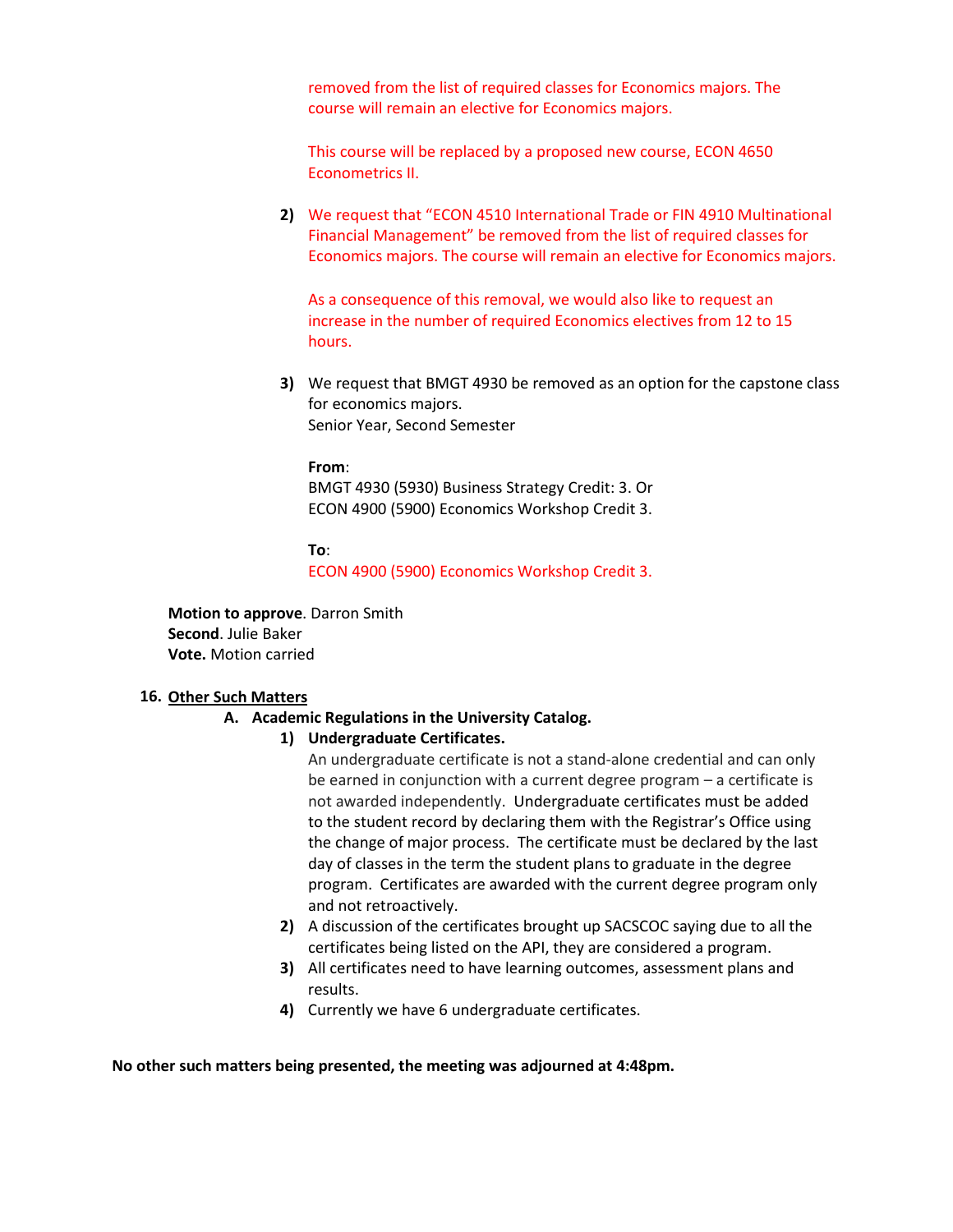removed from the list of required classes for Economics majors. The course will remain an elective for Economics majors.

This course will be replaced by a proposed new course, ECON 4650 Econometrics II.

2) We request that "ECON 4510 International Trade or FIN 4910 Multinational Financial Management" be removed from the list of required classes for Economics majors. The course will remain an elective for Economics majors.

   As a consequence of this removal, we would also like to request an increase in the number of required Economics electives from 12 to 15 hours.

3) We request that BMGT 4930 be removed as an option for the capstone class for economics majors.
   Senior Year, Second Semester

   **From**:
   BMGT 4930 (5930) Business Strategy Credit: 3. Or
   ECON 4900 (5900) Economics Workshop Credit 3.

   **To**:
   ECON 4900 (5900) Economics Workshop Credit 3.

**Motion to approve**. Darron Smith
**Second**. Julie Baker
**Vote.** Motion carried

16. <u>Other Such Matters</u>

   A. **Academic Regulations in the University Catalog.**

      1) **Undergraduate Certificates.**
         An undergraduate certificate is not a stand-alone credential and can only be earned in conjunction with a current degree program – a certificate is not awarded independently. Undergraduate certificates must be added to the student record by declaring them with the Registrar's Office using the change of major process. The certificate must be declared by the last day of classes in the term the student plans to graduate in the degree program. Certificates are awarded with the current degree program only and not retroactively.
      2) A discussion of the certificates brought up SACSCOC saying due to all the certificates being listed on the API, they are considered a program.
      3) All certificates need to have learning outcomes, assessment plans and results.
      4) Currently we have 6 undergraduate certificates.

**No other such matters being presented, the meeting was adjourned at 4:48pm.**